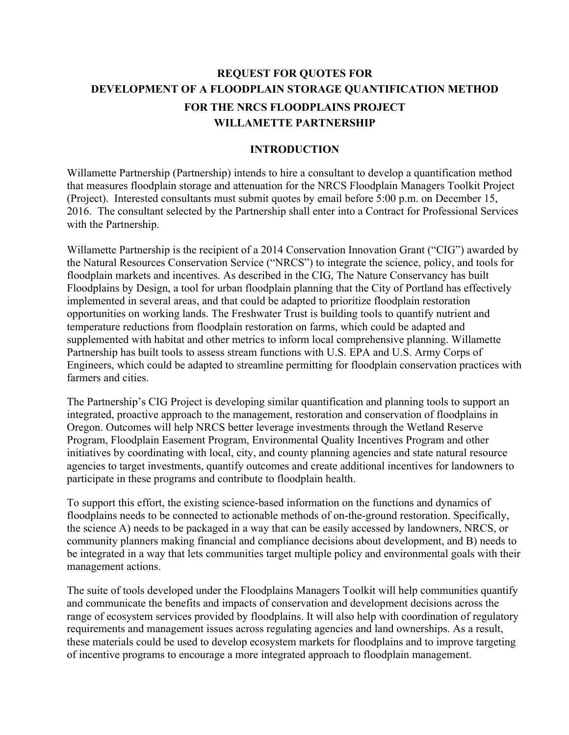# REQUEST FOR QUOTES FOR DEVELOPMENT OF A FLOODPLAIN STORAGE QUANTIFICATION METHOD FOR THE NRCS FLOODPLAINS PROJECT WILLAMETTE PARTNERSHIP

## INTRODUCTION

Willamette Partnership (Partnership) intends to hire a consultant to develop a quantification method that measures floodplain storage and attenuation for the NRCS Floodplain Managers Toolkit Project (Project). Interested consultants must submit quotes by email before 5:00 p.m. on December 15, 2016. The consultant selected by the Partnership shall enter into a Contract for Professional Services with the Partnership.

Willamette Partnership is the recipient of a 2014 Conservation Innovation Grant ("CIG") awarded by the Natural Resources Conservation Service ("NRCS") to integrate the science, policy, and tools for floodplain markets and incentives. As described in the CIG, The Nature Conservancy has built Floodplains by Design, a tool for urban floodplain planning that the City of Portland has effectively implemented in several areas, and that could be adapted to prioritize floodplain restoration opportunities on working lands. The Freshwater Trust is building tools to quantify nutrient and temperature reductions from floodplain restoration on farms, which could be adapted and supplemented with habitat and other metrics to inform local comprehensive planning. Willamette Partnership has built tools to assess stream functions with U.S. EPA and U.S. Army Corps of Engineers, which could be adapted to streamline permitting for floodplain conservation practices with farmers and cities.

The Partnership's CIG Project is developing similar quantification and planning tools to support an integrated, proactive approach to the management, restoration and conservation of floodplains in Oregon. Outcomes will help NRCS better leverage investments through the Wetland Reserve Program, Floodplain Easement Program, Environmental Quality Incentives Program and other initiatives by coordinating with local, city, and county planning agencies and state natural resource agencies to target investments, quantify outcomes and create additional incentives for landowners to participate in these programs and contribute to floodplain health.

To support this effort, the existing science-based information on the functions and dynamics of floodplains needs to be connected to actionable methods of on-the-ground restoration. Specifically, the science A) needs to be packaged in a way that can be easily accessed by landowners, NRCS, or community planners making financial and compliance decisions about development, and B) needs to be integrated in a way that lets communities target multiple policy and environmental goals with their management actions.

The suite of tools developed under the Floodplains Managers Toolkit will help communities quantify and communicate the benefits and impacts of conservation and development decisions across the range of ecosystem services provided by floodplains. It will also help with coordination of regulatory requirements and management issues across regulating agencies and land ownerships. As a result, these materials could be used to develop ecosystem markets for floodplains and to improve targeting of incentive programs to encourage a more integrated approach to floodplain management.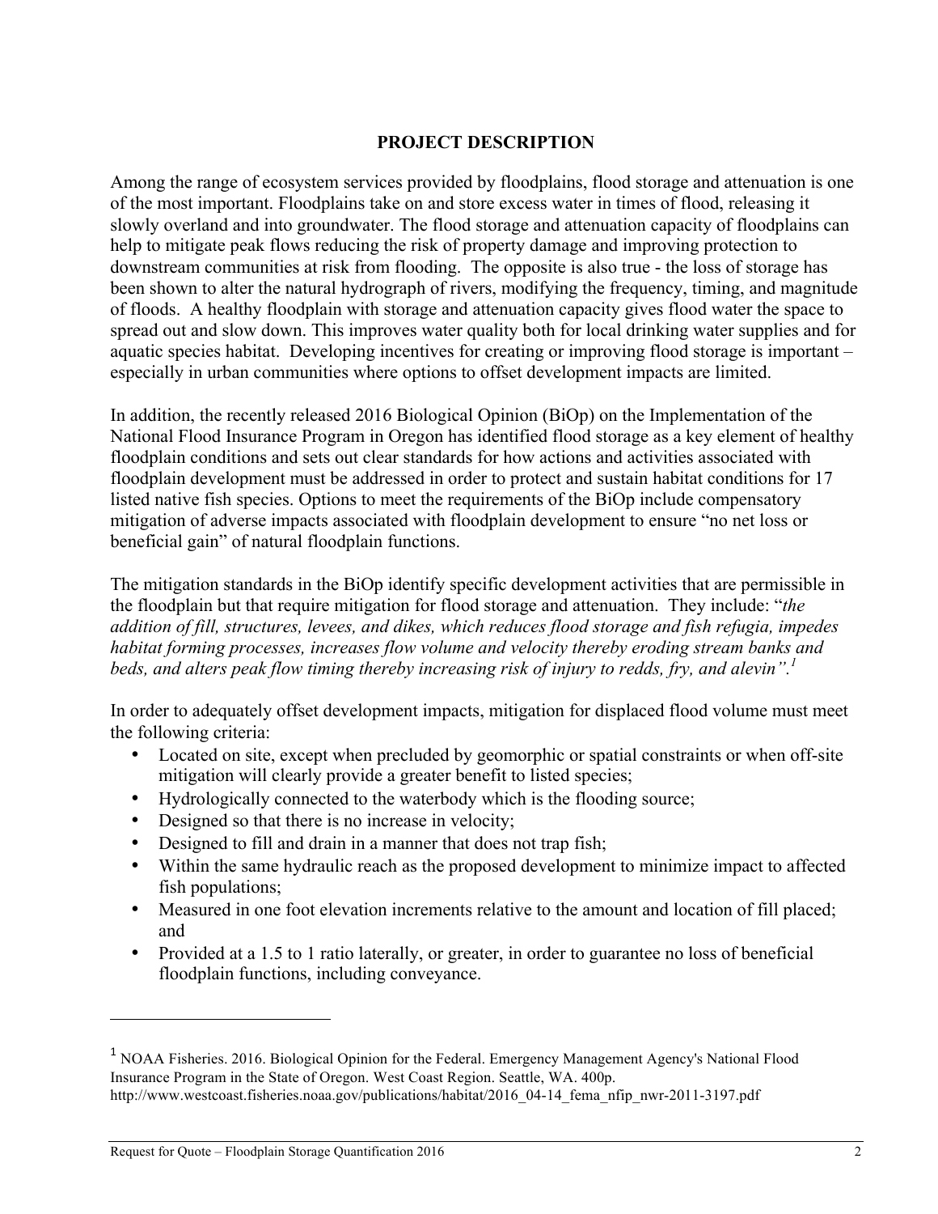## PROJECT DESCRIPTION

Among the range of ecosystem services provided by floodplains, flood storage and attenuation is one of the most important. Floodplains take on and store excess water in times of flood, releasing it slowly overland and into groundwater. The flood storage and attenuation capacity of floodplains can help to mitigate peak flows reducing the risk of property damage and improving protection to downstream communities at risk from flooding. The opposite is also true - the loss of storage has been shown to alter the natural hydrograph of rivers, modifying the frequency, timing, and magnitude of floods. A healthy floodplain with storage and attenuation capacity gives flood water the space to spread out and slow down. This improves water quality both for local drinking water supplies and for aquatic species habitat. Developing incentives for creating or improving flood storage is important – especially in urban communities where options to offset development impacts are limited.

In addition, the recently released 2016 Biological Opinion (BiOp) on the Implementation of the National Flood Insurance Program in Oregon has identified flood storage as a key element of healthy floodplain conditions and sets out clear standards for how actions and activities associated with floodplain development must be addressed in order to protect and sustain habitat conditions for 17 listed native fish species. Options to meet the requirements of the BiOp include compensatory mitigation of adverse impacts associated with floodplain development to ensure "no net loss or beneficial gain" of natural floodplain functions.

The mitigation standards in the BiOp identify specific development activities that are permissible in the floodplain but that require mitigation for flood storage and attenuation. They include: "*the addition of fill, structures, levees, and dikes, which reduces flood storage and fish refugia, impedes habitat forming processes, increases flow volume and velocity thereby eroding stream banks and beds, and alters peak flow timing thereby increasing risk of injury to redds, fry, and alevin".*[1]

In order to adequately offset development impacts, mitigation for displaced flood volume must meet the following criteria:

- Located on site, except when precluded by geomorphic or spatial constraints or when off-site mitigation will clearly provide a greater benefit to listed species;
- Hydrologically connected to the waterbody which is the flooding source;
- Designed so that there is no increase in velocity;
- Designed to fill and drain in a manner that does not trap fish;
- Within the same hydraulic reach as the proposed development to minimize impact to affected fish populations;
- Measured in one foot elevation increments relative to the amount and location of fill placed; and
- Provided at a 1.5 to 1 ratio laterally, or greater, in order to guarantee no loss of beneficial floodplain functions, including conveyance.

---

[1] NOAA Fisheries. 2016. Biological Opinion for the Federal. Emergency Management Agency's National Flood Insurance Program in the State of Oregon. West Coast Region. Seattle, WA. 400p. http://www.westcoast.fisheries.noaa.gov/publications/habitat/2016_04-14_fema_nfip_nwr-2011-3197.pdf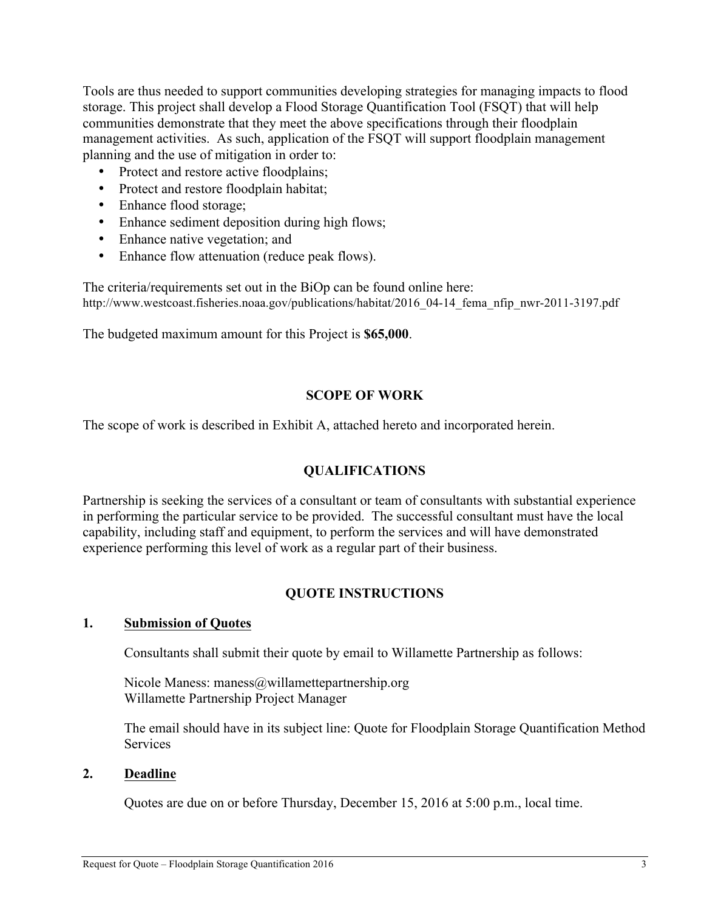Tools are thus needed to support communities developing strategies for managing impacts to flood storage. This project shall develop a Flood Storage Quantification Tool (FSQT) that will help communities demonstrate that they meet the above specifications through their floodplain management activities. As such, application of the FSQT will support floodplain management planning and the use of mitigation in order to:

- Protect and restore active floodplains;
- Protect and restore floodplain habitat;
- Enhance flood storage;
- Enhance sediment deposition during high flows;
- Enhance native vegetation; and
- Enhance flow attenuation (reduce peak flows).

The criteria/requirements set out in the BiOp can be found online here:
http://www.westcoast.fisheries.noaa.gov/publications/habitat/2016_04-14_fema_nfip_nwr-2011-3197.pdf

The budgeted maximum amount for this Project is **$65,000**.

## SCOPE OF WORK

The scope of work is described in Exhibit A, attached hereto and incorporated herein.

## QUALIFICATIONS

Partnership is seeking the services of a consultant or team of consultants with substantial experience in performing the particular service to be provided. The successful consultant must have the local capability, including staff and equipment, to perform the services and will have demonstrated experience performing this level of work as a regular part of their business.

## QUOTE INSTRUCTIONS

### 1. Submission of Quotes

Consultants shall submit their quote by email to Willamette Partnership as follows:

Nicole Maness: maness@willamettepartnership.org
Willamette Partnership Project Manager

The email should have in its subject line: Quote for Floodplain Storage Quantification Method Services

### 2. Deadline

Quotes are due on or before Thursday, December 15, 2016 at 5:00 p.m., local time.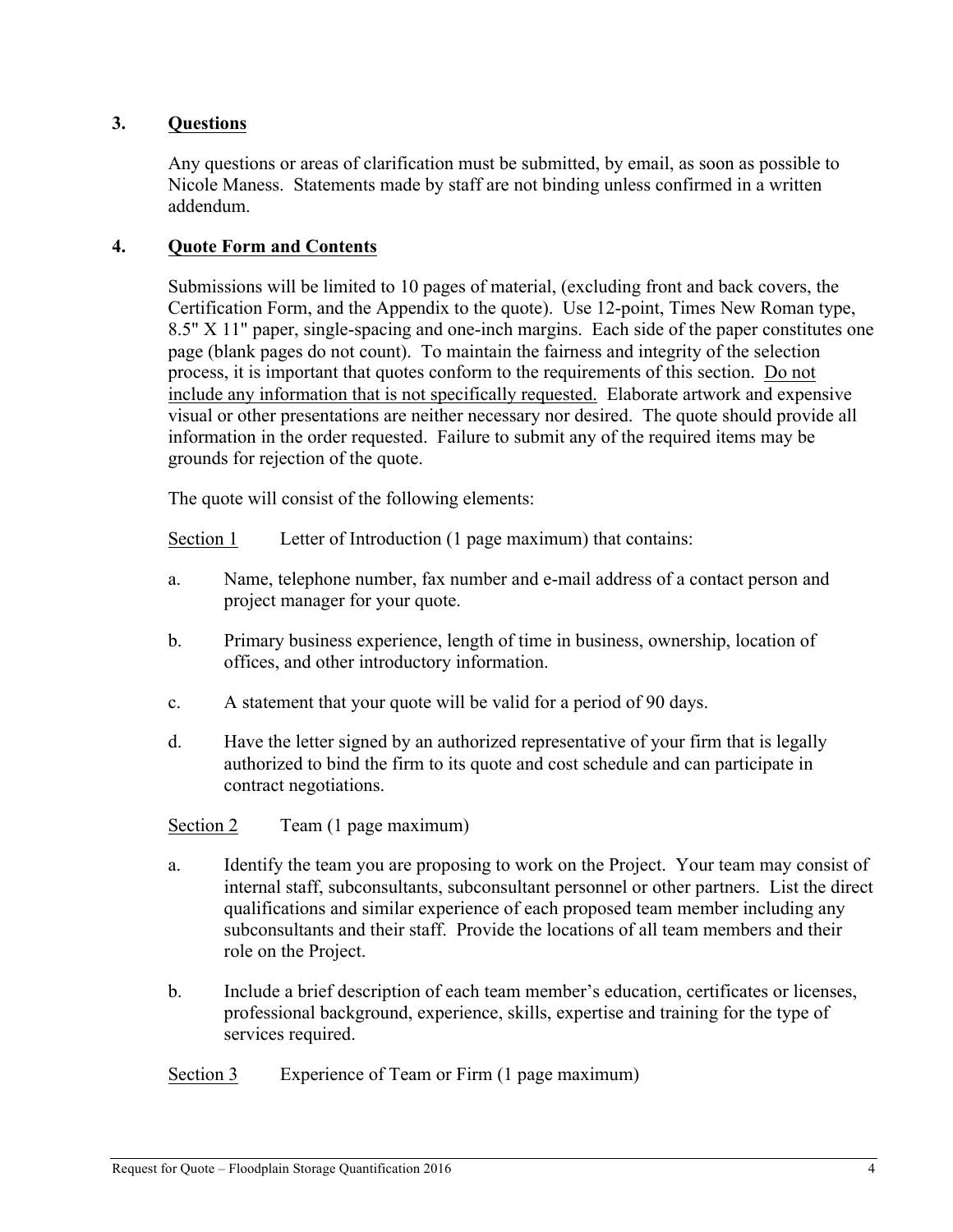### 3. **Questions**

Any questions or areas of clarification must be submitted, by email, as soon as possible to Nicole Maness. Statements made by staff are not binding unless confirmed in a written addendum.

### 4. **Quote Form and Contents**

Submissions will be limited to 10 pages of material, (excluding front and back covers, the Certification Form, and the Appendix to the quote). Use 12-point, Times New Roman type, 8.5" X 11" paper, single-spacing and one-inch margins. Each side of the paper constitutes one page (blank pages do not count). To maintain the fairness and integrity of the selection process, it is important that quotes conform to the requirements of this section. <u>Do not include any information that is not specifically requested.</u> Elaborate artwork and expensive visual or other presentations are neither necessary nor desired. The quote should provide all information in the order requested. Failure to submit any of the required items may be grounds for rejection of the quote.

The quote will consist of the following elements:

<u>Section 1</u> Letter of Introduction (1 page maximum) that contains:

a. Name, telephone number, fax number and e-mail address of a contact person and project manager for your quote.

b. Primary business experience, length of time in business, ownership, location of offices, and other introductory information.

c. A statement that your quote will be valid for a period of 90 days.

d. Have the letter signed by an authorized representative of your firm that is legally authorized to bind the firm to its quote and cost schedule and can participate in contract negotiations.

<u>Section 2</u> Team (1 page maximum)

a. Identify the team you are proposing to work on the Project. Your team may consist of internal staff, subconsultants, subconsultant personnel or other partners. List the direct qualifications and similar experience of each proposed team member including any subconsultants and their staff. Provide the locations of all team members and their role on the Project.

b. Include a brief description of each team member's education, certificates or licenses, professional background, experience, skills, expertise and training for the type of services required.

<u>Section 3</u> Experience of Team or Firm (1 page maximum)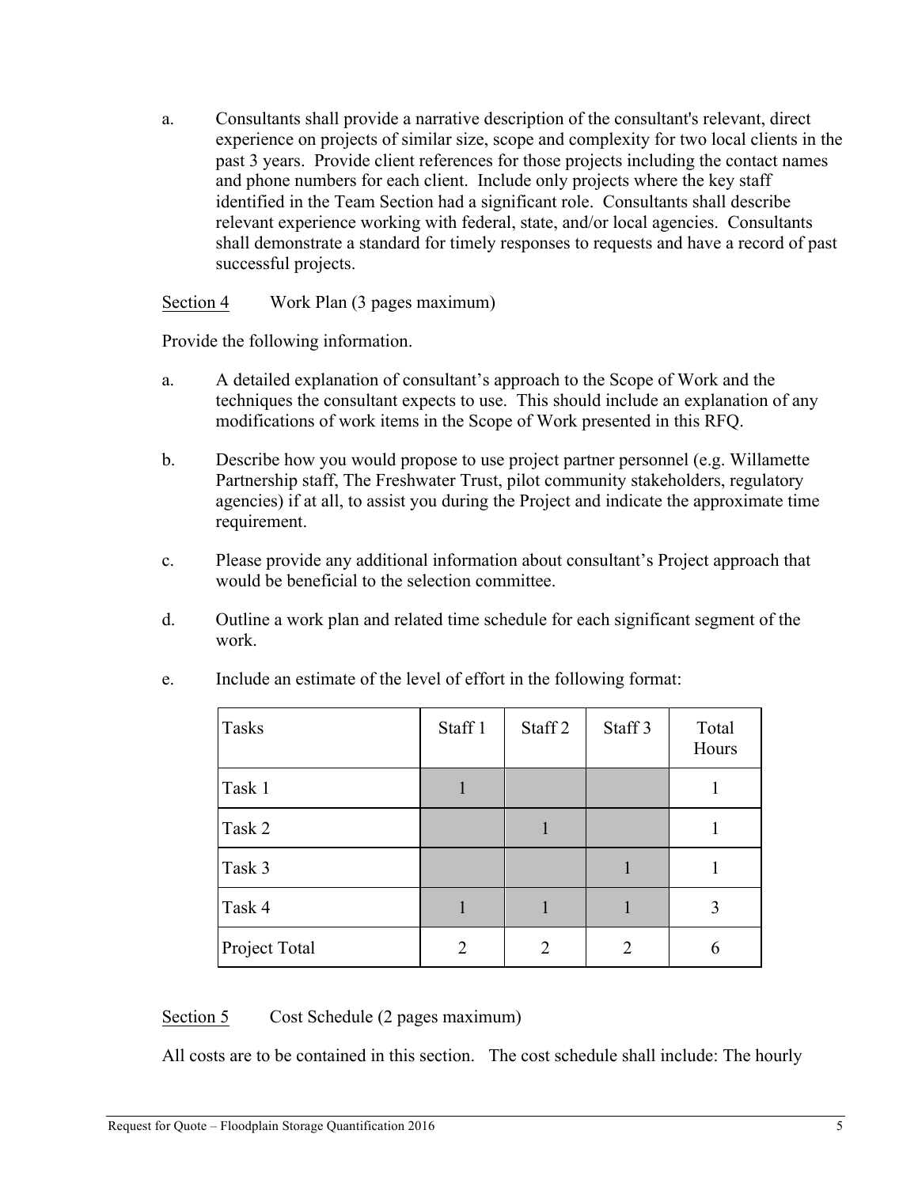a. Consultants shall provide a narrative description of the consultant's relevant, direct experience on projects of similar size, scope and complexity for two local clients in the past 3 years. Provide client references for those projects including the contact names and phone numbers for each client. Include only projects where the key staff identified in the Team Section had a significant role. Consultants shall describe relevant experience working with federal, state, and/or local agencies. Consultants shall demonstrate a standard for timely responses to requests and have a record of past successful projects.

<u>Section 4</u> Work Plan (3 pages maximum)

Provide the following information.

a. A detailed explanation of consultant's approach to the Scope of Work and the techniques the consultant expects to use. This should include an explanation of any modifications of work items in the Scope of Work presented in this RFQ.

b. Describe how you would propose to use project partner personnel (e.g. Willamette Partnership staff, The Freshwater Trust, pilot community stakeholders, regulatory agencies) if at all, to assist you during the Project and indicate the approximate time requirement.

c. Please provide any additional information about consultant's Project approach that would be beneficial to the selection committee.

d. Outline a work plan and related time schedule for each significant segment of the work.

e. Include an estimate of the level of effort in the following format:

| Tasks | Staff 1 | Staff 2 | Staff 3 | Total Hours |
|---|---|---|---|---|
| Task 1 | 1 | | | 1 |
| Task 2 | | 1 | | 1 |
| Task 3 | | | 1 | 1 |
| Task 4 | 1 | 1 | 1 | 3 |
| Project Total | 2 | 2 | 2 | 6 |

<u>Section 5</u> Cost Schedule (2 pages maximum)

All costs are to be contained in this section. The cost schedule shall include: The hourly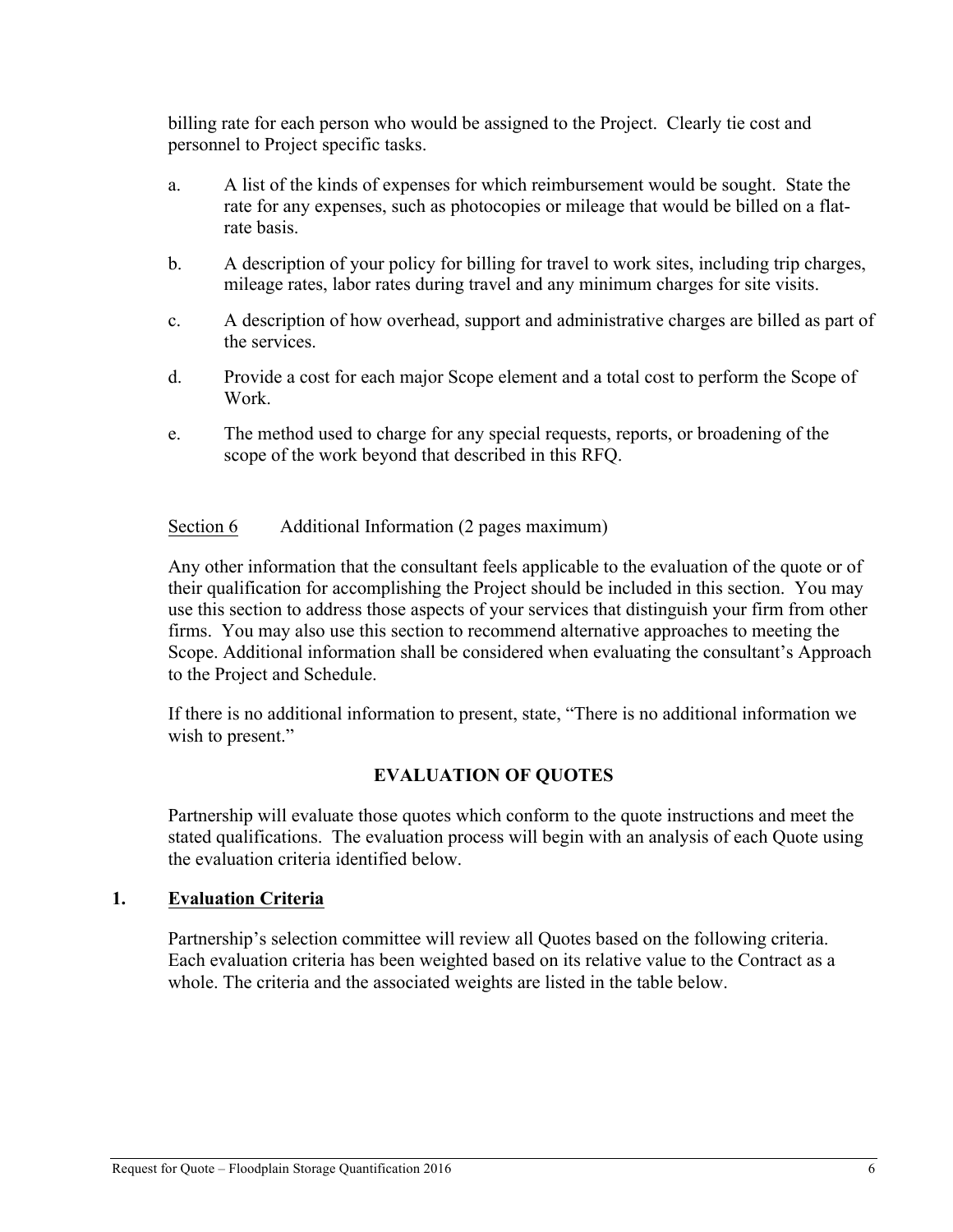billing rate for each person who would be assigned to the Project. Clearly tie cost and personnel to Project specific tasks.

a. A list of the kinds of expenses for which reimbursement would be sought. State the rate for any expenses, such as photocopies or mileage that would be billed on a flat-rate basis.

b. A description of your policy for billing for travel to work sites, including trip charges, mileage rates, labor rates during travel and any minimum charges for site visits.

c. A description of how overhead, support and administrative charges are billed as part of the services.

d. Provide a cost for each major Scope element and a total cost to perform the Scope of Work.

e. The method used to charge for any special requests, reports, or broadening of the scope of the work beyond that described in this RFQ.

Section 6 Additional Information (2 pages maximum)

Any other information that the consultant feels applicable to the evaluation of the quote or of their qualification for accomplishing the Project should be included in this section. You may use this section to address those aspects of your services that distinguish your firm from other firms. You may also use this section to recommend alternative approaches to meeting the Scope. Additional information shall be considered when evaluating the consultant's Approach to the Project and Schedule.

If there is no additional information to present, state, "There is no additional information we wish to present."

## EVALUATION OF QUOTES

Partnership will evaluate those quotes which conform to the quote instructions and meet the stated qualifications. The evaluation process will begin with an analysis of each Quote using the evaluation criteria identified below.

### 1. Evaluation Criteria

Partnership's selection committee will review all Quotes based on the following criteria. Each evaluation criteria has been weighted based on its relative value to the Contract as a whole. The criteria and the associated weights are listed in the table below.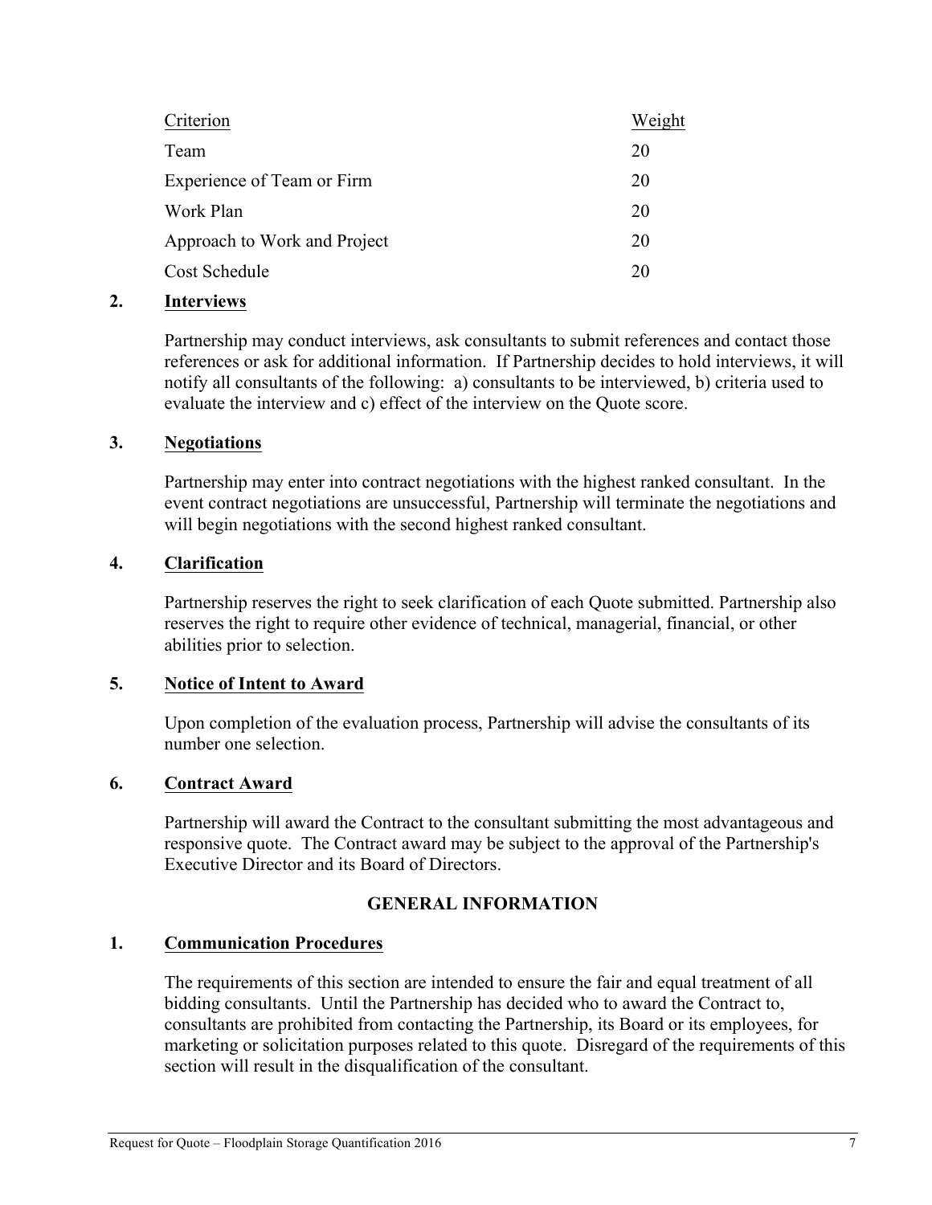| Criterion | Weight |
|---|---|
| Team | 20 |
| Experience of Team or Firm | 20 |
| Work Plan | 20 |
| Approach to Work and Project | 20 |
| Cost Schedule | 20 |

**2. Interviews**

Partnership may conduct interviews, ask consultants to submit references and contact those references or ask for additional information. If Partnership decides to hold interviews, it will notify all consultants of the following: a) consultants to be interviewed, b) criteria used to evaluate the interview and c) effect of the interview on the Quote score.

**3. Negotiations**

Partnership may enter into contract negotiations with the highest ranked consultant. In the event contract negotiations are unsuccessful, Partnership will terminate the negotiations and will begin negotiations with the second highest ranked consultant.

**4. Clarification**

Partnership reserves the right to seek clarification of each Quote submitted. Partnership also reserves the right to require other evidence of technical, managerial, financial, or other abilities prior to selection.

**5. Notice of Intent to Award**

Upon completion of the evaluation process, Partnership will advise the consultants of its number one selection.

**6. Contract Award**

Partnership will award the Contract to the consultant submitting the most advantageous and responsive quote. The Contract award may be subject to the approval of the Partnership's Executive Director and its Board of Directors.

## GENERAL INFORMATION

**1. Communication Procedures**

The requirements of this section are intended to ensure the fair and equal treatment of all bidding consultants. Until the Partnership has decided who to award the Contract to, consultants are prohibited from contacting the Partnership, its Board or its employees, for marketing or solicitation purposes related to this quote. Disregard of the requirements of this section will result in the disqualification of the consultant.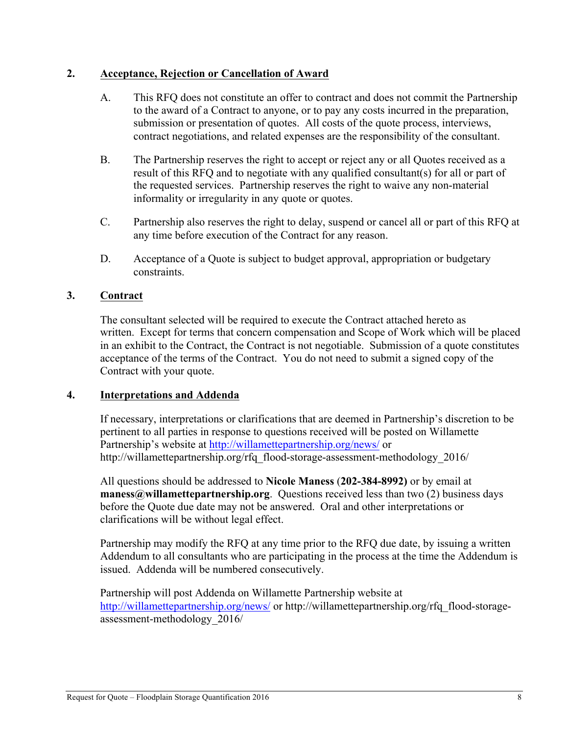## 2. Acceptance, Rejection or Cancellation of Award

A. This RFQ does not constitute an offer to contract and does not commit the Partnership to the award of a Contract to anyone, or to pay any costs incurred in the preparation, submission or presentation of quotes. All costs of the quote process, interviews, contract negotiations, and related expenses are the responsibility of the consultant.

B. The Partnership reserves the right to accept or reject any or all Quotes received as a result of this RFQ and to negotiate with any qualified consultant(s) for all or part of the requested services. Partnership reserves the right to waive any non-material informality or irregularity in any quote or quotes.

C. Partnership also reserves the right to delay, suspend or cancel all or part of this RFQ at any time before execution of the Contract for any reason.

D. Acceptance of a Quote is subject to budget approval, appropriation or budgetary constraints.

## 3. Contract

The consultant selected will be required to execute the Contract attached hereto as written. Except for terms that concern compensation and Scope of Work which will be placed in an exhibit to the Contract, the Contract is not negotiable. Submission of a quote constitutes acceptance of the terms of the Contract. You do not need to submit a signed copy of the Contract with your quote.

## 4. Interpretations and Addenda

If necessary, interpretations or clarifications that are deemed in Partnership's discretion to be pertinent to all parties in response to questions received will be posted on Willamette Partnership's website at http://willamettepartnership.org/news/ or http://willamettepartnership.org/rfq_flood-storage-assessment-methodology_2016/

All questions should be addressed to **Nicole Maness** (**202-384-8992)** or by email at **maness@willamettepartnership.org**. Questions received less than two (2) business days before the Quote due date may not be answered. Oral and other interpretations or clarifications will be without legal effect.

Partnership may modify the RFQ at any time prior to the RFQ due date, by issuing a written Addendum to all consultants who are participating in the process at the time the Addendum is issued. Addenda will be numbered consecutively.

Partnership will post Addenda on Willamette Partnership website at http://willamettepartnership.org/news/ or http://willamettepartnership.org/rfq_flood-storage-assessment-methodology_2016/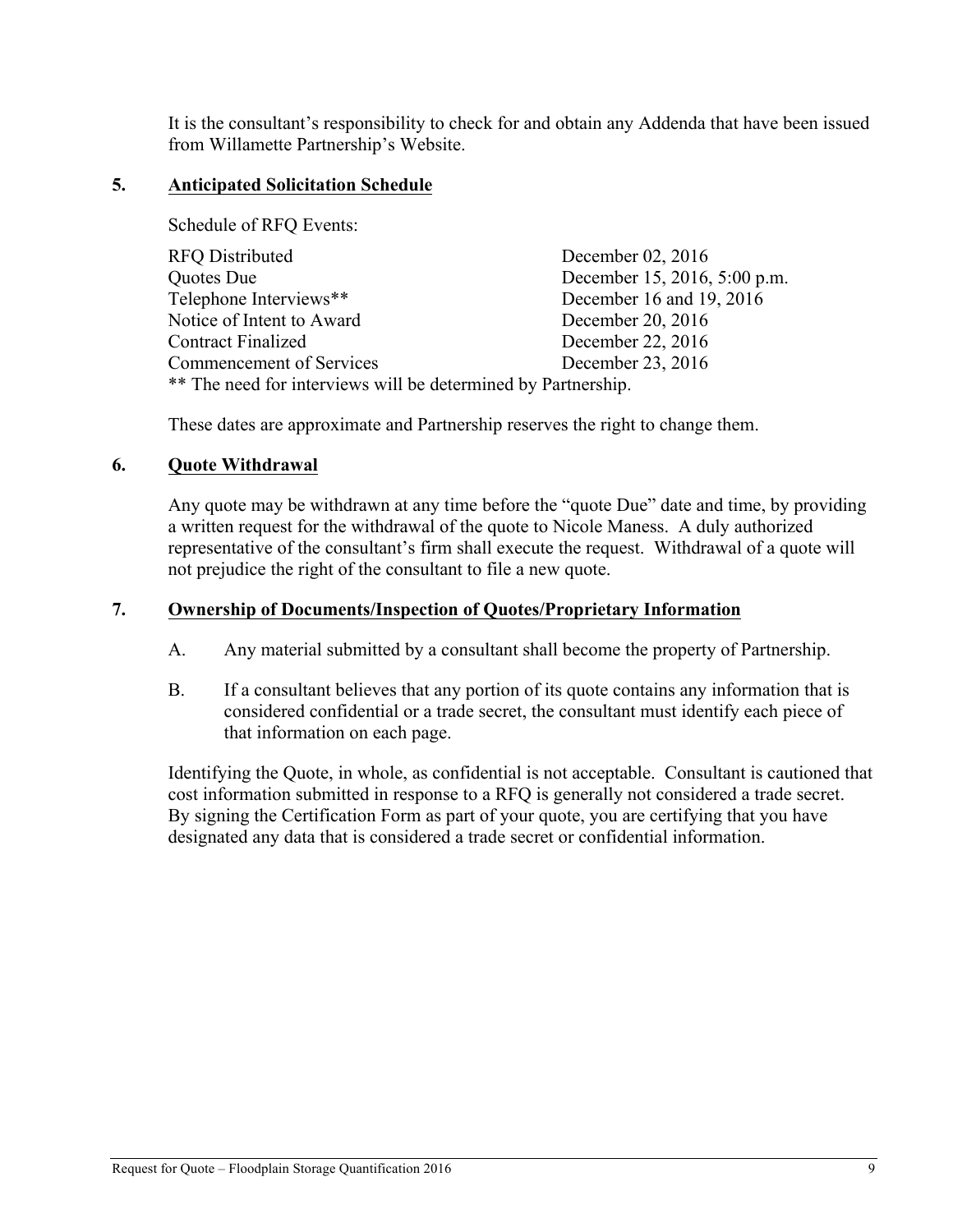It is the consultant's responsibility to check for and obtain any Addenda that have been issued from Willamette Partnership's Website.

## 5. Anticipated Solicitation Schedule

Schedule of RFQ Events:

| Event | Date |
| --- | --- |
| RFQ Distributed | December 02, 2016 |
| Quotes Due | December 15, 2016, 5:00 p.m. |
| Telephone Interviews** | December 16 and 19, 2016 |
| Notice of Intent to Award | December 20, 2016 |
| Contract Finalized | December 22, 2016 |
| Commencement of Services | December 23, 2016 |

** The need for interviews will be determined by Partnership.

These dates are approximate and Partnership reserves the right to change them.

## 6. Quote Withdrawal

Any quote may be withdrawn at any time before the "quote Due" date and time, by providing a written request for the withdrawal of the quote to Nicole Maness. A duly authorized representative of the consultant's firm shall execute the request. Withdrawal of a quote will not prejudice the right of the consultant to file a new quote.

## 7. Ownership of Documents/Inspection of Quotes/Proprietary Information

A. Any material submitted by a consultant shall become the property of Partnership.

B. If a consultant believes that any portion of its quote contains any information that is considered confidential or a trade secret, the consultant must identify each piece of that information on each page.

Identifying the Quote, in whole, as confidential is not acceptable. Consultant is cautioned that cost information submitted in response to a RFQ is generally not considered a trade secret. By signing the Certification Form as part of your quote, you are certifying that you have designated any data that is considered a trade secret or confidential information.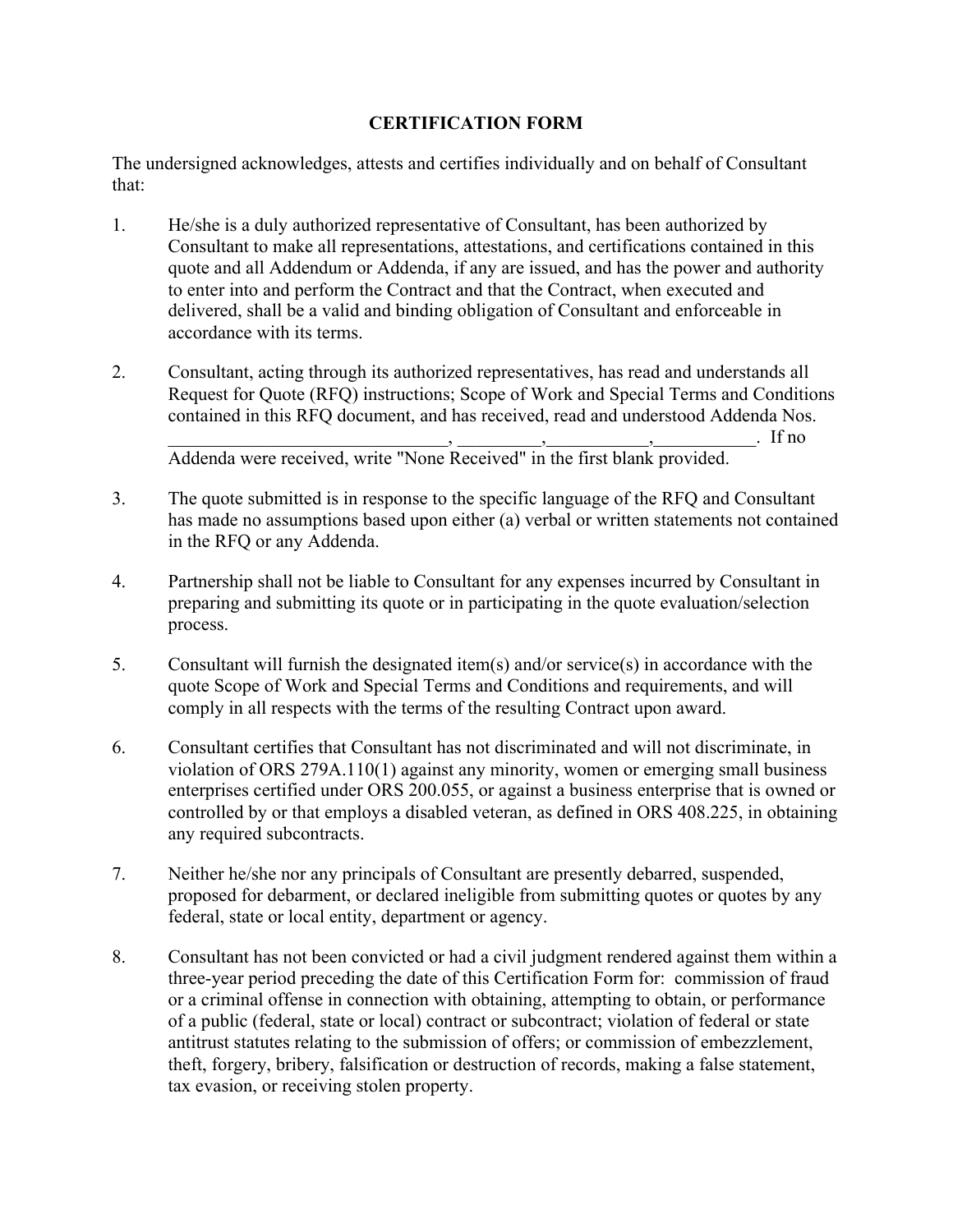# CERTIFICATION FORM

The undersigned acknowledges, attests and certifies individually and on behalf of Consultant that:

1. He/she is a duly authorized representative of Consultant, has been authorized by Consultant to make all representations, attestations, and certifications contained in this quote and all Addendum or Addenda, if any are issued, and has the power and authority to enter into and perform the Contract and that the Contract, when executed and delivered, shall be a valid and binding obligation of Consultant and enforceable in accordance with its terms.

2. Consultant, acting through its authorized representatives, has read and understands all Request for Quote (RFQ) instructions; Scope of Work and Special Terms and Conditions contained in this RFQ document, and has received, read and understood Addenda Nos. ______________________________, _________,___________,___________. If no Addenda were received, write "None Received" in the first blank provided.

3. The quote submitted is in response to the specific language of the RFQ and Consultant has made no assumptions based upon either (a) verbal or written statements not contained in the RFQ or any Addenda.

4. Partnership shall not be liable to Consultant for any expenses incurred by Consultant in preparing and submitting its quote or in participating in the quote evaluation/selection process.

5. Consultant will furnish the designated item(s) and/or service(s) in accordance with the quote Scope of Work and Special Terms and Conditions and requirements, and will comply in all respects with the terms of the resulting Contract upon award.

6. Consultant certifies that Consultant has not discriminated and will not discriminate, in violation of ORS 279A.110(1) against any minority, women or emerging small business enterprises certified under ORS 200.055, or against a business enterprise that is owned or controlled by or that employs a disabled veteran, as defined in ORS 408.225, in obtaining any required subcontracts.

7. Neither he/she nor any principals of Consultant are presently debarred, suspended, proposed for debarment, or declared ineligible from submitting quotes or quotes by any federal, state or local entity, department or agency.

8. Consultant has not been convicted or had a civil judgment rendered against them within a three-year period preceding the date of this Certification Form for: commission of fraud or a criminal offense in connection with obtaining, attempting to obtain, or performance of a public (federal, state or local) contract or subcontract; violation of federal or state antitrust statutes relating to the submission of offers; or commission of embezzlement, theft, forgery, bribery, falsification or destruction of records, making a false statement, tax evasion, or receiving stolen property.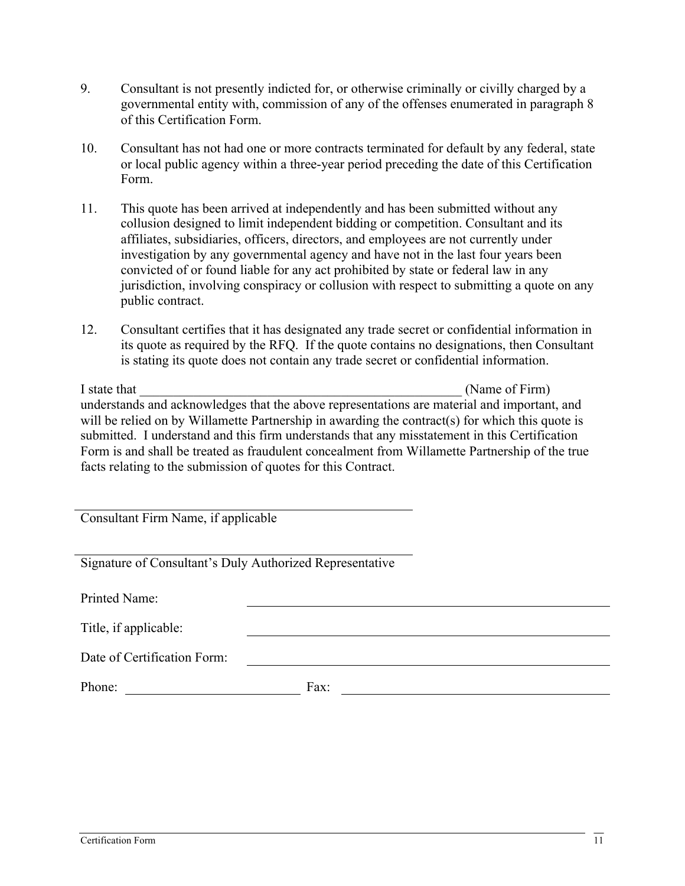9. Consultant is not presently indicted for, or otherwise criminally or civilly charged by a governmental entity with, commission of any of the offenses enumerated in paragraph 8 of this Certification Form.

10. Consultant has not had one or more contracts terminated for default by any federal, state or local public agency within a three-year period preceding the date of this Certification Form.

11. This quote has been arrived at independently and has been submitted without any collusion designed to limit independent bidding or competition. Consultant and its affiliates, subsidiaries, officers, directors, and employees are not currently under investigation by any governmental agency and have not in the last four years been convicted of or found liable for any act prohibited by state or federal law in any jurisdiction, involving conspiracy or collusion with respect to submitting a quote on any public contract.

12. Consultant certifies that it has designated any trade secret or confidential information in its quote as required by the RFQ. If the quote contains no designations, then Consultant is stating its quote does not contain any trade secret or confidential information.

I state that ___________________________________________________ (Name of Firm) understands and acknowledges that the above representations are material and important, and will be relied on by Willamette Partnership in awarding the contract(s) for which this quote is submitted. I understand and this firm understands that any misstatement in this Certification Form is and shall be treated as fraudulent concealment from Willamette Partnership of the true facts relating to the submission of quotes for this Contract.

_____________________________________________

Consultant Firm Name, if applicable

_____________________________________________

Signature of Consultant's Duly Authorized Representative

Printed Name: _____________________________________________

Title, if applicable: _____________________________________________

Date of Certification Form: _____________________________________________

Phone: __________________________ Fax: __________________________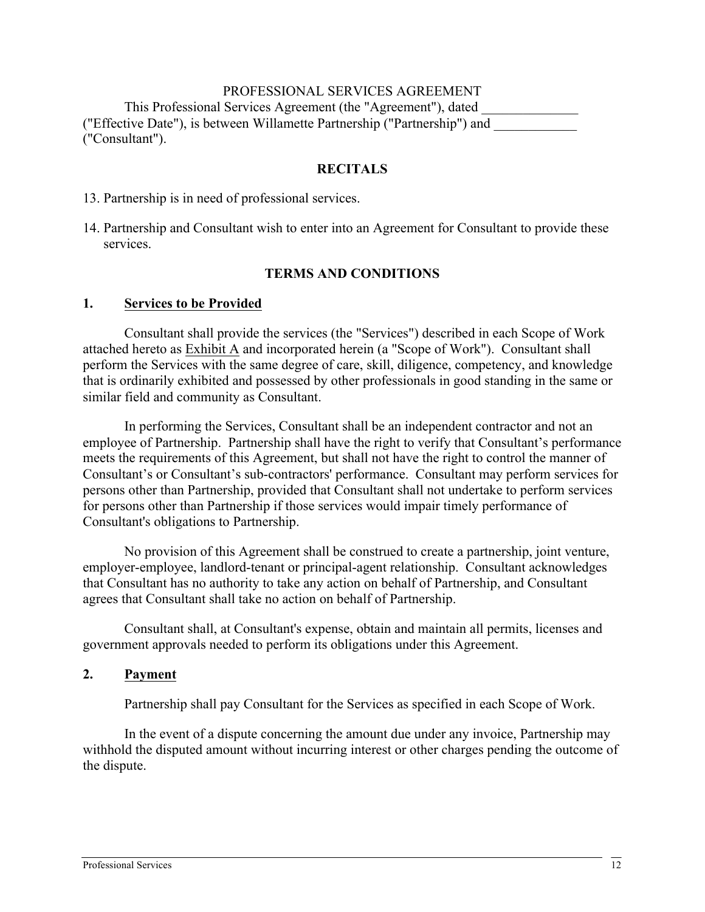PROFESSIONAL SERVICES AGREEMENT

This Professional Services Agreement (the "Agreement"), dated ______________ ("Effective Date"), is between Willamette Partnership ("Partnership") and ____________ ("Consultant").

## RECITALS

13. Partnership is in need of professional services.

14. Partnership and Consultant wish to enter into an Agreement for Consultant to provide these services.

## TERMS AND CONDITIONS

### 1. Services to be Provided

Consultant shall provide the services (the "Services") described in each Scope of Work attached hereto as Exhibit A and incorporated herein (a "Scope of Work"). Consultant shall perform the Services with the same degree of care, skill, diligence, competency, and knowledge that is ordinarily exhibited and possessed by other professionals in good standing in the same or similar field and community as Consultant.

In performing the Services, Consultant shall be an independent contractor and not an employee of Partnership. Partnership shall have the right to verify that Consultant's performance meets the requirements of this Agreement, but shall not have the right to control the manner of Consultant's or Consultant's sub-contractors' performance. Consultant may perform services for persons other than Partnership, provided that Consultant shall not undertake to perform services for persons other than Partnership if those services would impair timely performance of Consultant's obligations to Partnership.

No provision of this Agreement shall be construed to create a partnership, joint venture, employer-employee, landlord-tenant or principal-agent relationship. Consultant acknowledges that Consultant has no authority to take any action on behalf of Partnership, and Consultant agrees that Consultant shall take no action on behalf of Partnership.

Consultant shall, at Consultant's expense, obtain and maintain all permits, licenses and government approvals needed to perform its obligations under this Agreement.

### 2. Payment

Partnership shall pay Consultant for the Services as specified in each Scope of Work.

In the event of a dispute concerning the amount due under any invoice, Partnership may withhold the disputed amount without incurring interest or other charges pending the outcome of the dispute.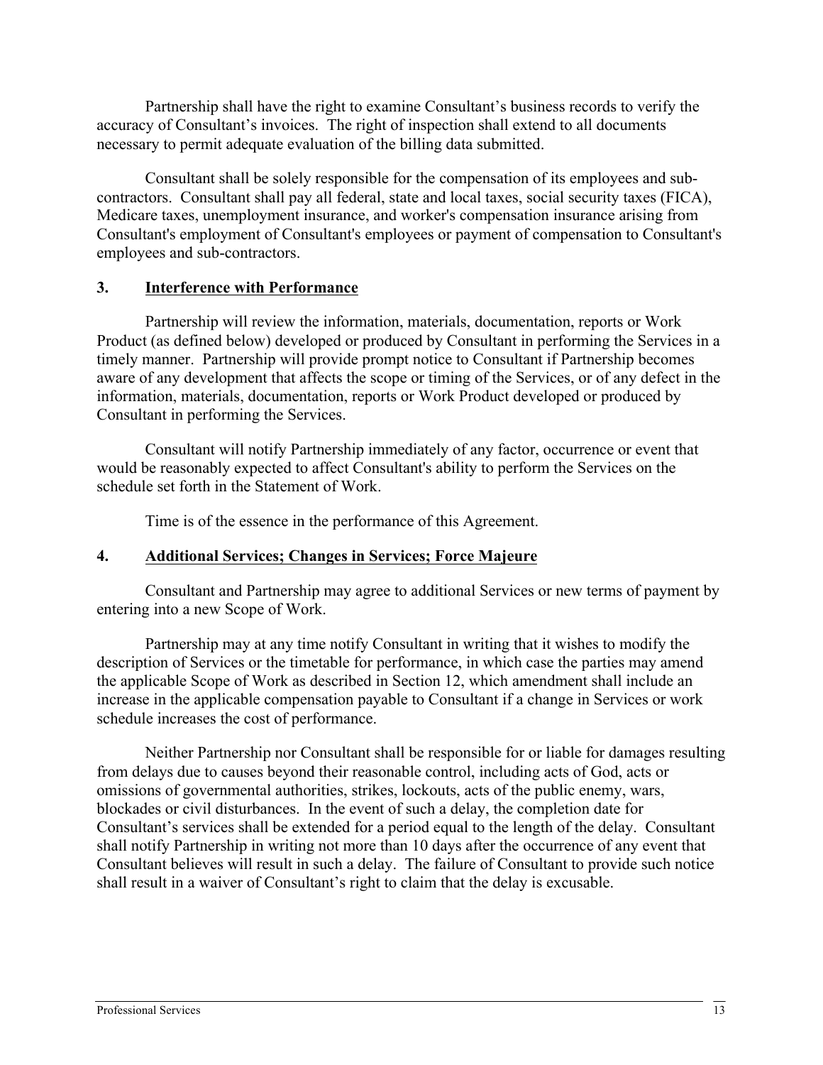Partnership shall have the right to examine Consultant's business records to verify the accuracy of Consultant's invoices. The right of inspection shall extend to all documents necessary to permit adequate evaluation of the billing data submitted.

Consultant shall be solely responsible for the compensation of its employees and sub-contractors. Consultant shall pay all federal, state and local taxes, social security taxes (FICA), Medicare taxes, unemployment insurance, and worker's compensation insurance arising from Consultant's employment of Consultant's employees or payment of compensation to Consultant's employees and sub-contractors.

## 3. Interference with Performance

Partnership will review the information, materials, documentation, reports or Work Product (as defined below) developed or produced by Consultant in performing the Services in a timely manner. Partnership will provide prompt notice to Consultant if Partnership becomes aware of any development that affects the scope or timing of the Services, or of any defect in the information, materials, documentation, reports or Work Product developed or produced by Consultant in performing the Services.

Consultant will notify Partnership immediately of any factor, occurrence or event that would be reasonably expected to affect Consultant's ability to perform the Services on the schedule set forth in the Statement of Work.

Time is of the essence in the performance of this Agreement.

## 4. Additional Services; Changes in Services; Force Majeure

Consultant and Partnership may agree to additional Services or new terms of payment by entering into a new Scope of Work.

Partnership may at any time notify Consultant in writing that it wishes to modify the description of Services or the timetable for performance, in which case the parties may amend the applicable Scope of Work as described in Section 12, which amendment shall include an increase in the applicable compensation payable to Consultant if a change in Services or work schedule increases the cost of performance.

Neither Partnership nor Consultant shall be responsible for or liable for damages resulting from delays due to causes beyond their reasonable control, including acts of God, acts or omissions of governmental authorities, strikes, lockouts, acts of the public enemy, wars, blockades or civil disturbances. In the event of such a delay, the completion date for Consultant's services shall be extended for a period equal to the length of the delay. Consultant shall notify Partnership in writing not more than 10 days after the occurrence of any event that Consultant believes will result in such a delay. The failure of Consultant to provide such notice shall result in a waiver of Consultant's right to claim that the delay is excusable.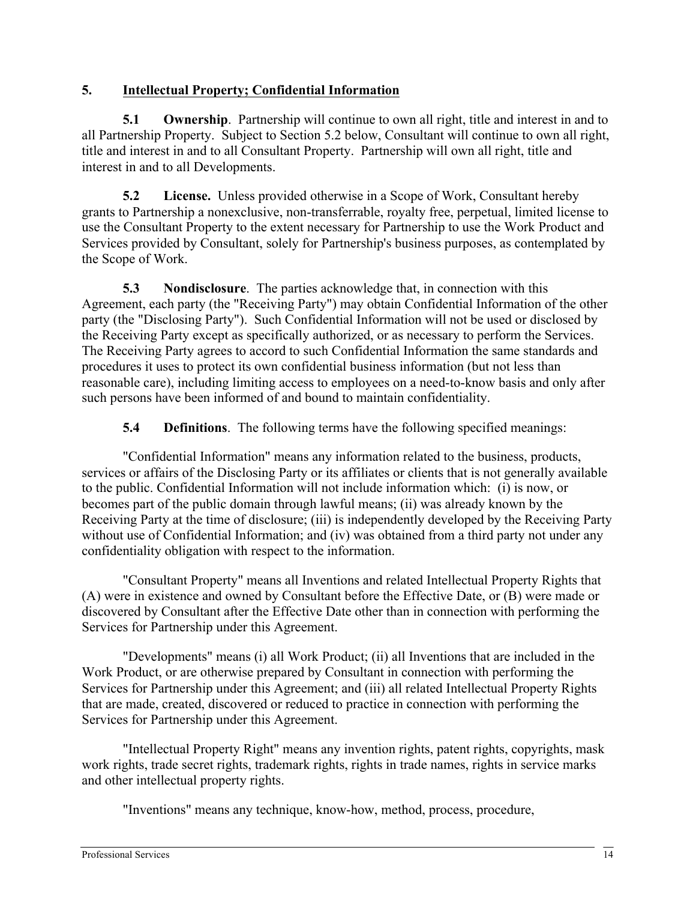## 5. Intellectual Property; Confidential Information

**5.1 Ownership**. Partnership will continue to own all right, title and interest in and to all Partnership Property. Subject to Section 5.2 below, Consultant will continue to own all right, title and interest in and to all Consultant Property. Partnership will own all right, title and interest in and to all Developments.

**5.2 License.** Unless provided otherwise in a Scope of Work, Consultant hereby grants to Partnership a nonexclusive, non-transferrable, royalty free, perpetual, limited license to use the Consultant Property to the extent necessary for Partnership to use the Work Product and Services provided by Consultant, solely for Partnership's business purposes, as contemplated by the Scope of Work.

**5.3 Nondisclosure**. The parties acknowledge that, in connection with this Agreement, each party (the "Receiving Party") may obtain Confidential Information of the other party (the "Disclosing Party"). Such Confidential Information will not be used or disclosed by the Receiving Party except as specifically authorized, or as necessary to perform the Services. The Receiving Party agrees to accord to such Confidential Information the same standards and procedures it uses to protect its own confidential business information (but not less than reasonable care), including limiting access to employees on a need-to-know basis and only after such persons have been informed of and bound to maintain confidentiality.

**5.4 Definitions**. The following terms have the following specified meanings:

"Confidential Information" means any information related to the business, products, services or affairs of the Disclosing Party or its affiliates or clients that is not generally available to the public. Confidential Information will not include information which: (i) is now, or becomes part of the public domain through lawful means; (ii) was already known by the Receiving Party at the time of disclosure; (iii) is independently developed by the Receiving Party without use of Confidential Information; and (iv) was obtained from a third party not under any confidentiality obligation with respect to the information.

"Consultant Property" means all Inventions and related Intellectual Property Rights that (A) were in existence and owned by Consultant before the Effective Date, or (B) were made or discovered by Consultant after the Effective Date other than in connection with performing the Services for Partnership under this Agreement.

"Developments" means (i) all Work Product; (ii) all Inventions that are included in the Work Product, or are otherwise prepared by Consultant in connection with performing the Services for Partnership under this Agreement; and (iii) all related Intellectual Property Rights that are made, created, discovered or reduced to practice in connection with performing the Services for Partnership under this Agreement.

"Intellectual Property Right" means any invention rights, patent rights, copyrights, mask work rights, trade secret rights, trademark rights, rights in trade names, rights in service marks and other intellectual property rights.

"Inventions" means any technique, know-how, method, process, procedure,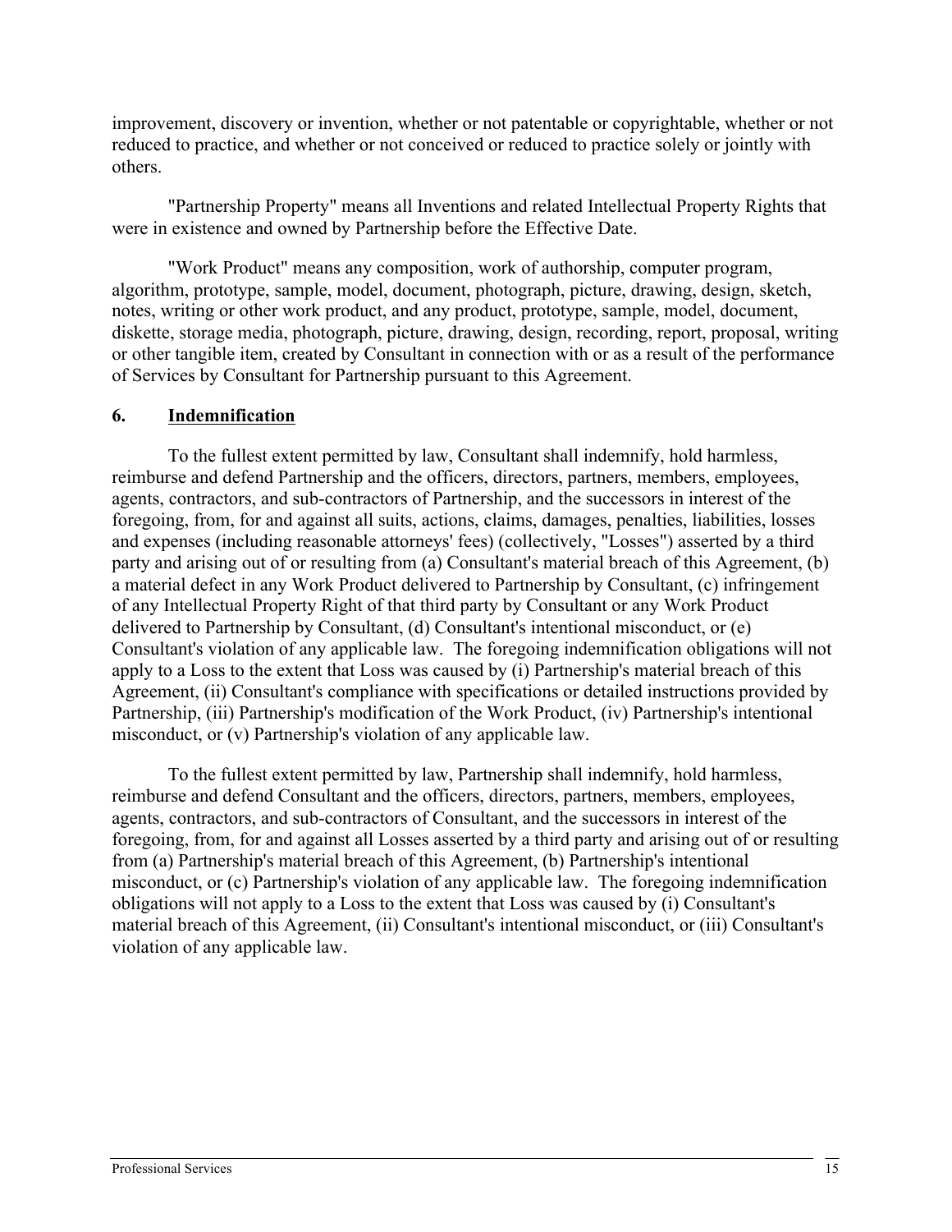improvement, discovery or invention, whether or not patentable or copyrightable, whether or not reduced to practice, and whether or not conceived or reduced to practice solely or jointly with others.

"Partnership Property" means all Inventions and related Intellectual Property Rights that were in existence and owned by Partnership before the Effective Date.

"Work Product" means any composition, work of authorship, computer program, algorithm, prototype, sample, model, document, photograph, picture, drawing, design, sketch, notes, writing or other work product, and any product, prototype, sample, model, document, diskette, storage media, photograph, picture, drawing, design, recording, report, proposal, writing or other tangible item, created by Consultant in connection with or as a result of the performance of Services by Consultant for Partnership pursuant to this Agreement.

## 6. Indemnification

To the fullest extent permitted by law, Consultant shall indemnify, hold harmless, reimburse and defend Partnership and the officers, directors, partners, members, employees, agents, contractors, and sub-contractors of Partnership, and the successors in interest of the foregoing, from, for and against all suits, actions, claims, damages, penalties, liabilities, losses and expenses (including reasonable attorneys' fees) (collectively, "Losses") asserted by a third party and arising out of or resulting from (a) Consultant's material breach of this Agreement, (b) a material defect in any Work Product delivered to Partnership by Consultant, (c) infringement of any Intellectual Property Right of that third party by Consultant or any Work Product delivered to Partnership by Consultant, (d) Consultant's intentional misconduct, or (e) Consultant's violation of any applicable law. The foregoing indemnification obligations will not apply to a Loss to the extent that Loss was caused by (i) Partnership's material breach of this Agreement, (ii) Consultant's compliance with specifications or detailed instructions provided by Partnership, (iii) Partnership's modification of the Work Product, (iv) Partnership's intentional misconduct, or (v) Partnership's violation of any applicable law.

To the fullest extent permitted by law, Partnership shall indemnify, hold harmless, reimburse and defend Consultant and the officers, directors, partners, members, employees, agents, contractors, and sub-contractors of Consultant, and the successors in interest of the foregoing, from, for and against all Losses asserted by a third party and arising out of or resulting from (a) Partnership's material breach of this Agreement, (b) Partnership's intentional misconduct, or (c) Partnership's violation of any applicable law. The foregoing indemnification obligations will not apply to a Loss to the extent that Loss was caused by (i) Consultant's material breach of this Agreement, (ii) Consultant's intentional misconduct, or (iii) Consultant's violation of any applicable law.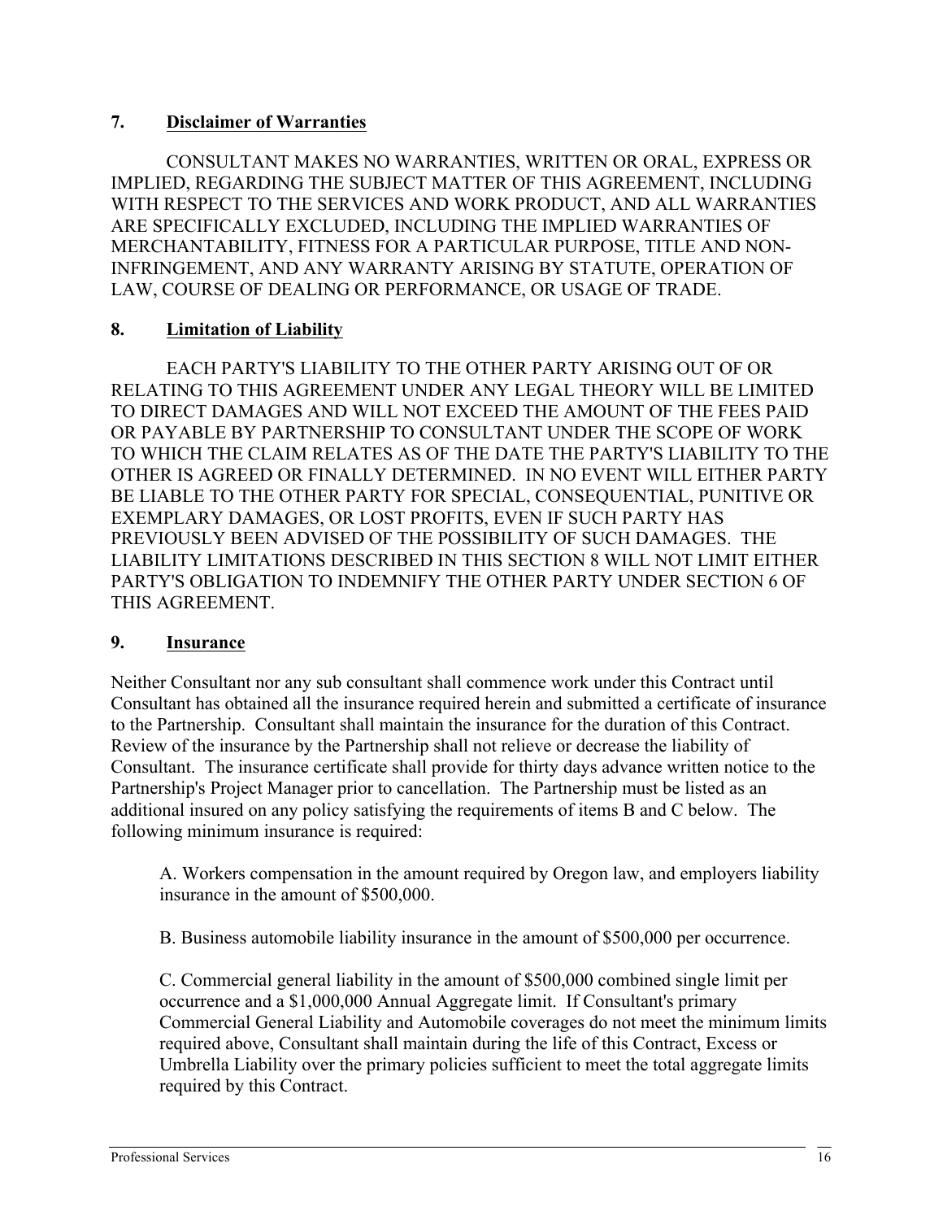## 7. Disclaimer of Warranties

CONSULTANT MAKES NO WARRANTIES, WRITTEN OR ORAL, EXPRESS OR IMPLIED, REGARDING THE SUBJECT MATTER OF THIS AGREEMENT, INCLUDING WITH RESPECT TO THE SERVICES AND WORK PRODUCT, AND ALL WARRANTIES ARE SPECIFICALLY EXCLUDED, INCLUDING THE IMPLIED WARRANTIES OF MERCHANTABILITY, FITNESS FOR A PARTICULAR PURPOSE, TITLE AND NON-INFRINGEMENT, AND ANY WARRANTY ARISING BY STATUTE, OPERATION OF LAW, COURSE OF DEALING OR PERFORMANCE, OR USAGE OF TRADE.

## 8. Limitation of Liability

EACH PARTY'S LIABILITY TO THE OTHER PARTY ARISING OUT OF OR RELATING TO THIS AGREEMENT UNDER ANY LEGAL THEORY WILL BE LIMITED TO DIRECT DAMAGES AND WILL NOT EXCEED THE AMOUNT OF THE FEES PAID OR PAYABLE BY PARTNERSHIP TO CONSULTANT UNDER THE SCOPE OF WORK TO WHICH THE CLAIM RELATES AS OF THE DATE THE PARTY'S LIABILITY TO THE OTHER IS AGREED OR FINALLY DETERMINED. IN NO EVENT WILL EITHER PARTY BE LIABLE TO THE OTHER PARTY FOR SPECIAL, CONSEQUENTIAL, PUNITIVE OR EXEMPLARY DAMAGES, OR LOST PROFITS, EVEN IF SUCH PARTY HAS PREVIOUSLY BEEN ADVISED OF THE POSSIBILITY OF SUCH DAMAGES. THE LIABILITY LIMITATIONS DESCRIBED IN THIS SECTION 8 WILL NOT LIMIT EITHER PARTY'S OBLIGATION TO INDEMNIFY THE OTHER PARTY UNDER SECTION 6 OF THIS AGREEMENT.

## 9. Insurance

Neither Consultant nor any sub consultant shall commence work under this Contract until Consultant has obtained all the insurance required herein and submitted a certificate of insurance to the Partnership. Consultant shall maintain the insurance for the duration of this Contract. Review of the insurance by the Partnership shall not relieve or decrease the liability of Consultant. The insurance certificate shall provide for thirty days advance written notice to the Partnership's Project Manager prior to cancellation. The Partnership must be listed as an additional insured on any policy satisfying the requirements of items B and C below. The following minimum insurance is required:

A. Workers compensation in the amount required by Oregon law, and employers liability insurance in the amount of $500,000.

B. Business automobile liability insurance in the amount of $500,000 per occurrence.

C. Commercial general liability in the amount of $500,000 combined single limit per occurrence and a $1,000,000 Annual Aggregate limit. If Consultant's primary Commercial General Liability and Automobile coverages do not meet the minimum limits required above, Consultant shall maintain during the life of this Contract, Excess or Umbrella Liability over the primary policies sufficient to meet the total aggregate limits required by this Contract.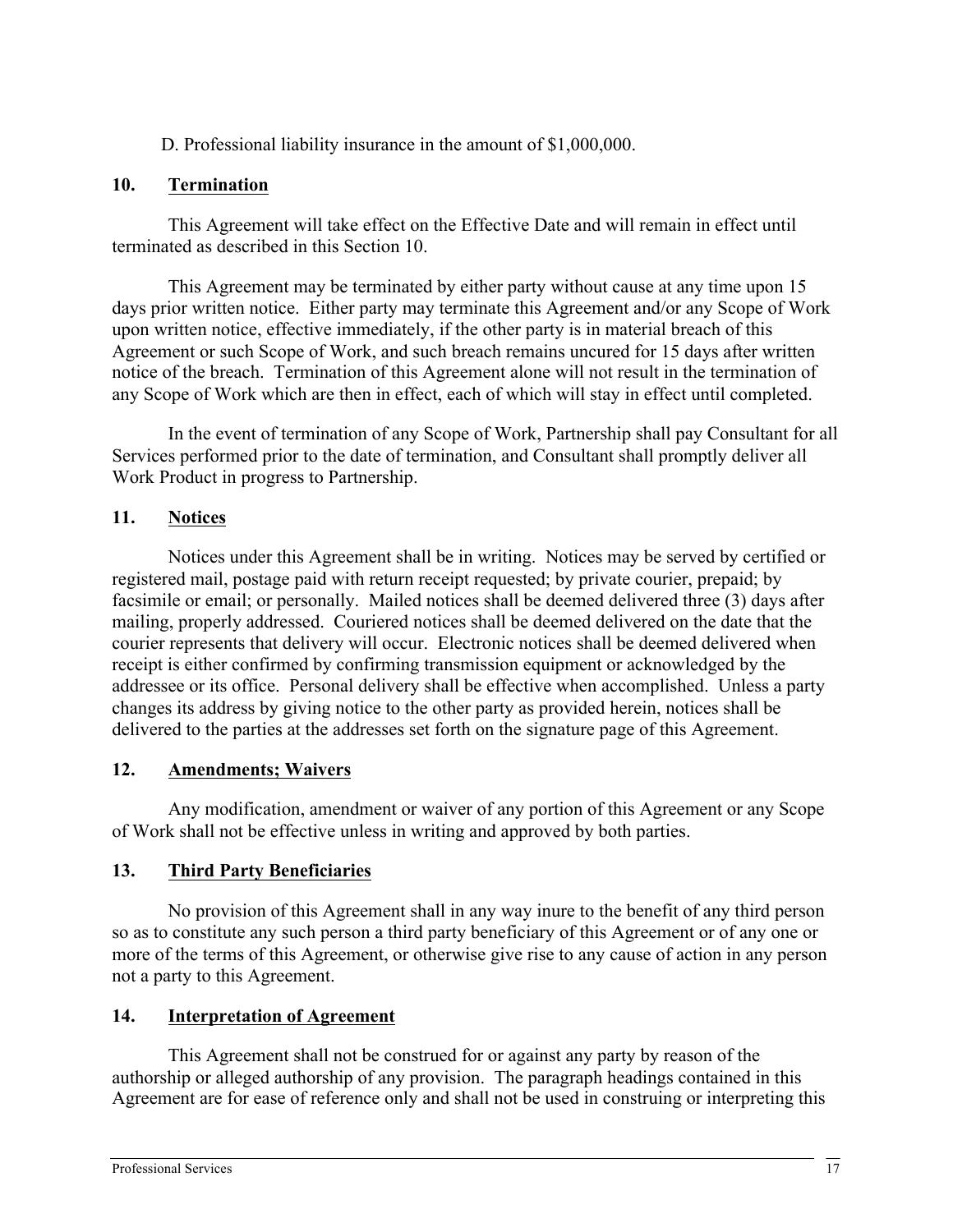D. Professional liability insurance in the amount of $1,000,000.

## 10. <u>Termination</u>

This Agreement will take effect on the Effective Date and will remain in effect until terminated as described in this Section 10.

This Agreement may be terminated by either party without cause at any time upon 15 days prior written notice. Either party may terminate this Agreement and/or any Scope of Work upon written notice, effective immediately, if the other party is in material breach of this Agreement or such Scope of Work, and such breach remains uncured for 15 days after written notice of the breach. Termination of this Agreement alone will not result in the termination of any Scope of Work which are then in effect, each of which will stay in effect until completed.

In the event of termination of any Scope of Work, Partnership shall pay Consultant for all Services performed prior to the date of termination, and Consultant shall promptly deliver all Work Product in progress to Partnership.

## 11. <u>Notices</u>

Notices under this Agreement shall be in writing. Notices may be served by certified or registered mail, postage paid with return receipt requested; by private courier, prepaid; by facsimile or email; or personally. Mailed notices shall be deemed delivered three (3) days after mailing, properly addressed. Couriered notices shall be deemed delivered on the date that the courier represents that delivery will occur. Electronic notices shall be deemed delivered when receipt is either confirmed by confirming transmission equipment or acknowledged by the addressee or its office. Personal delivery shall be effective when accomplished. Unless a party changes its address by giving notice to the other party as provided herein, notices shall be delivered to the parties at the addresses set forth on the signature page of this Agreement.

## 12. <u>Amendments; Waivers</u>

Any modification, amendment or waiver of any portion of this Agreement or any Scope of Work shall not be effective unless in writing and approved by both parties.

## 13. <u>Third Party Beneficiaries</u>

No provision of this Agreement shall in any way inure to the benefit of any third person so as to constitute any such person a third party beneficiary of this Agreement or of any one or more of the terms of this Agreement, or otherwise give rise to any cause of action in any person not a party to this Agreement.

## 14. <u>Interpretation of Agreement</u>

This Agreement shall not be construed for or against any party by reason of the authorship or alleged authorship of any provision. The paragraph headings contained in this Agreement are for ease of reference only and shall not be used in construing or interpreting this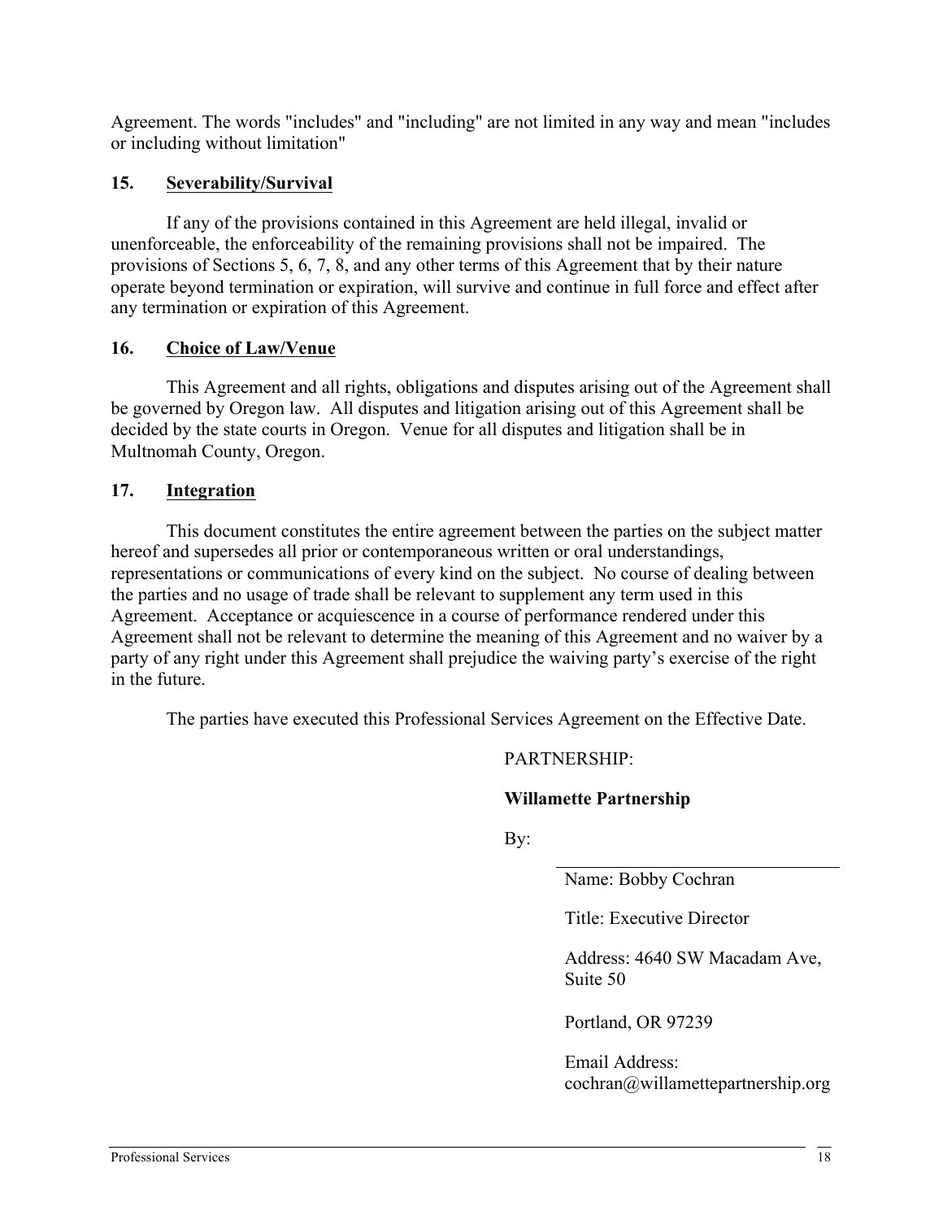Agreement. The words "includes" and "including" are not limited in any way and mean "includes or including without limitation"

### 15. Severability/Survival

If any of the provisions contained in this Agreement are held illegal, invalid or unenforceable, the enforceability of the remaining provisions shall not be impaired. The provisions of Sections 5, 6, 7, 8, and any other terms of this Agreement that by their nature operate beyond termination or expiration, will survive and continue in full force and effect after any termination or expiration of this Agreement.

### 16. Choice of Law/Venue

This Agreement and all rights, obligations and disputes arising out of the Agreement shall be governed by Oregon law. All disputes and litigation arising out of this Agreement shall be decided by the state courts in Oregon. Venue for all disputes and litigation shall be in Multnomah County, Oregon.

### 17. Integration

This document constitutes the entire agreement between the parties on the subject matter hereof and supersedes all prior or contemporaneous written or oral understandings, representations or communications of every kind on the subject. No course of dealing between the parties and no usage of trade shall be relevant to supplement any term used in this Agreement. Acceptance or acquiescence in a course of performance rendered under this Agreement shall not be relevant to determine the meaning of this Agreement and no waiver by a party of any right under this Agreement shall prejudice the waiving party's exercise of the right in the future.

The parties have executed this Professional Services Agreement on the Effective Date.

PARTNERSHIP:

**Willamette Partnership**

By:

_______________________________

Name: Bobby Cochran

Title: Executive Director

Address: 4640 SW Macadam Ave, Suite 50

Portland, OR 97239

Email Address: cochran@willamettepartnership.org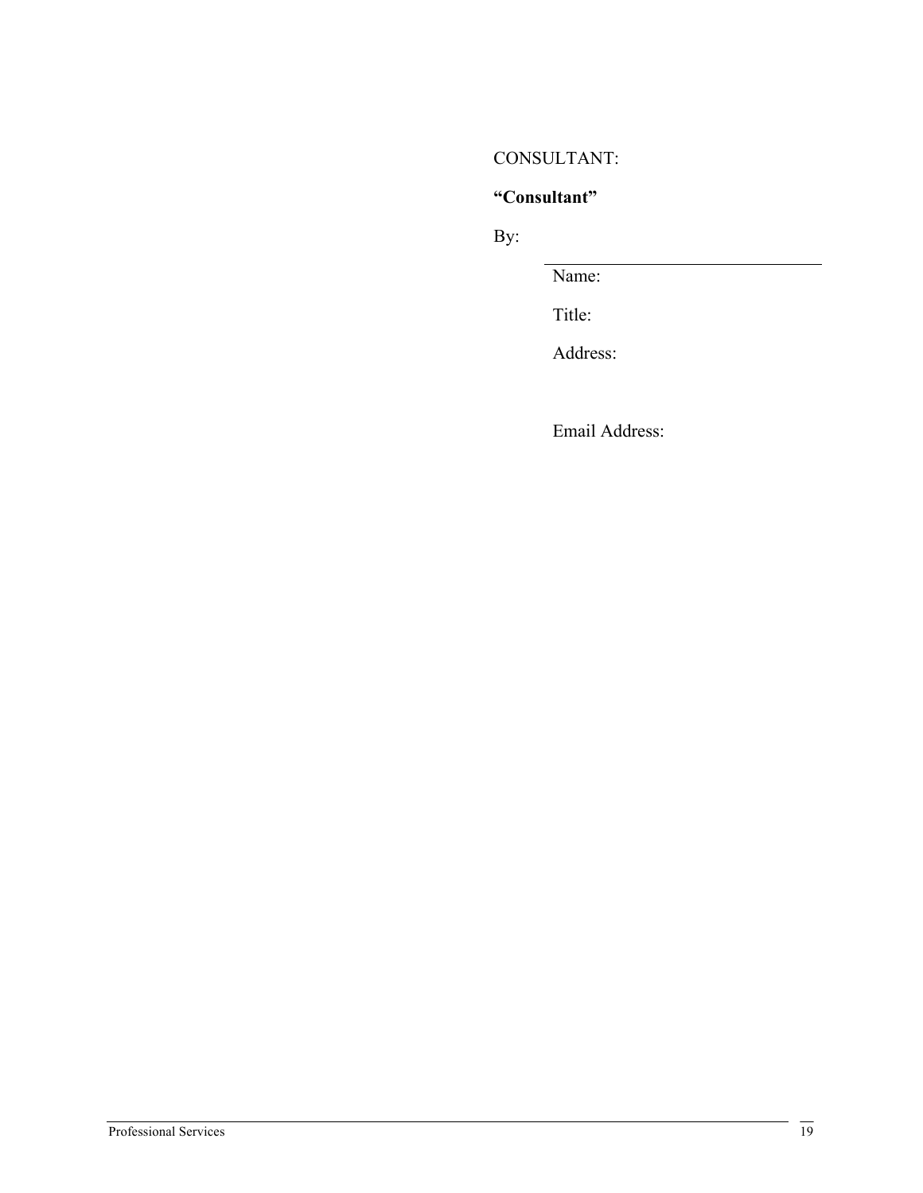CONSULTANT:

**"Consultant"**

By:

\_\_\_\_\_\_\_\_\_\_\_\_\_\_\_\_\_\_\_\_\_\_\_\_\_\_\_\_\_\_

Name:

Title:

Address:

Email Address: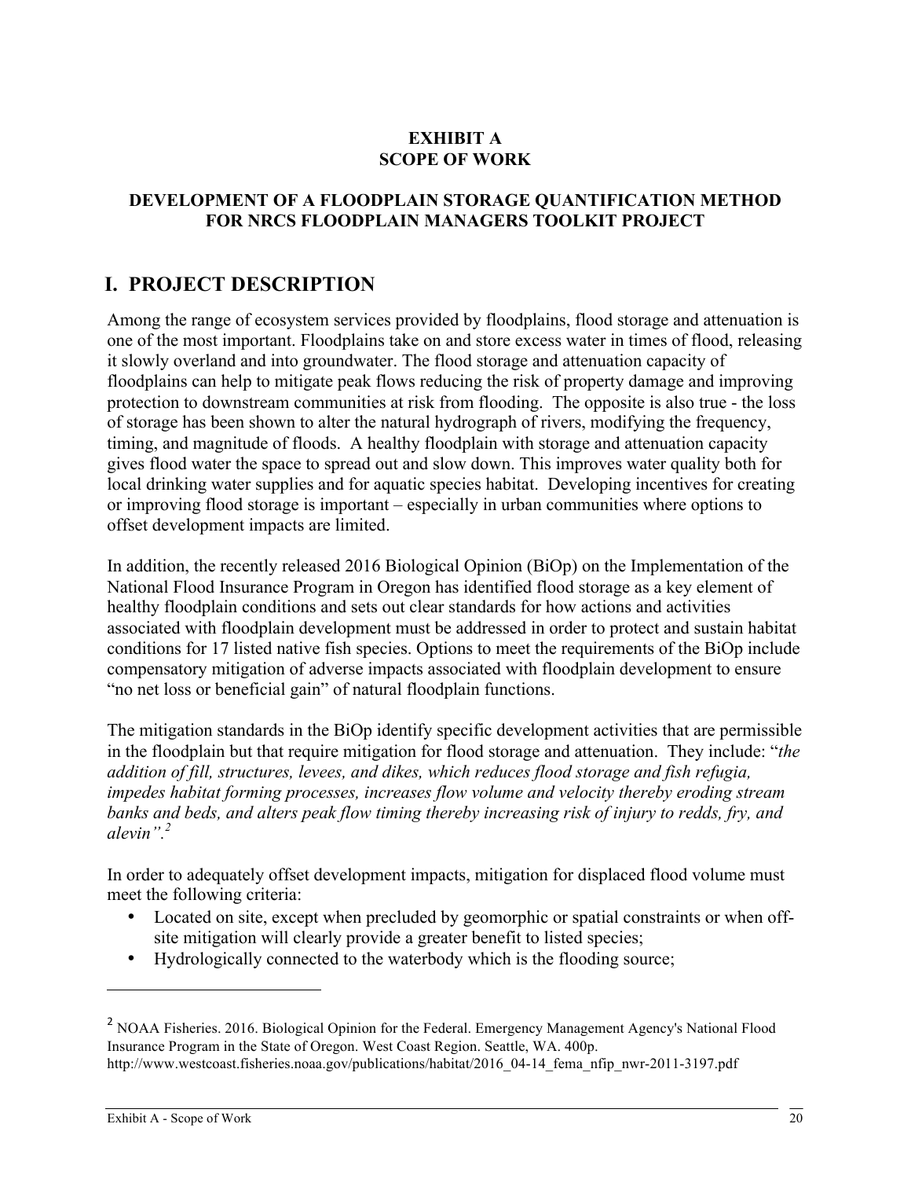**EXHIBIT A**
**SCOPE OF WORK**

**DEVELOPMENT OF A FLOODPLAIN STORAGE QUANTIFICATION METHOD FOR NRCS FLOODPLAIN MANAGERS TOOLKIT PROJECT**

# I. PROJECT DESCRIPTION

Among the range of ecosystem services provided by floodplains, flood storage and attenuation is one of the most important. Floodplains take on and store excess water in times of flood, releasing it slowly overland and into groundwater. The flood storage and attenuation capacity of floodplains can help to mitigate peak flows reducing the risk of property damage and improving protection to downstream communities at risk from flooding. The opposite is also true - the loss of storage has been shown to alter the natural hydrograph of rivers, modifying the frequency, timing, and magnitude of floods. A healthy floodplain with storage and attenuation capacity gives flood water the space to spread out and slow down. This improves water quality both for local drinking water supplies and for aquatic species habitat. Developing incentives for creating or improving flood storage is important – especially in urban communities where options to offset development impacts are limited.

In addition, the recently released 2016 Biological Opinion (BiOp) on the Implementation of the National Flood Insurance Program in Oregon has identified flood storage as a key element of healthy floodplain conditions and sets out clear standards for how actions and activities associated with floodplain development must be addressed in order to protect and sustain habitat conditions for 17 listed native fish species. Options to meet the requirements of the BiOp include compensatory mitigation of adverse impacts associated with floodplain development to ensure "no net loss or beneficial gain" of natural floodplain functions.

The mitigation standards in the BiOp identify specific development activities that are permissible in the floodplain but that require mitigation for flood storage and attenuation. They include: "*the addition of fill, structures, levees, and dikes, which reduces flood storage and fish refugia, impedes habitat forming processes, increases flow volume and velocity thereby eroding stream banks and beds, and alters peak flow timing thereby increasing risk of injury to redds, fry, and alevin*".[2]

In order to adequately offset development impacts, mitigation for displaced flood volume must meet the following criteria:

- Located on site, except when precluded by geomorphic or spatial constraints or when off-site mitigation will clearly provide a greater benefit to listed species;
- Hydrologically connected to the waterbody which is the flooding source;

---

[2] NOAA Fisheries. 2016. Biological Opinion for the Federal. Emergency Management Agency's National Flood Insurance Program in the State of Oregon. West Coast Region. Seattle, WA. 400p. http://www.westcoast.fisheries.noaa.gov/publications/habitat/2016_04-14_fema_nfip_nwr-2011-3197.pdf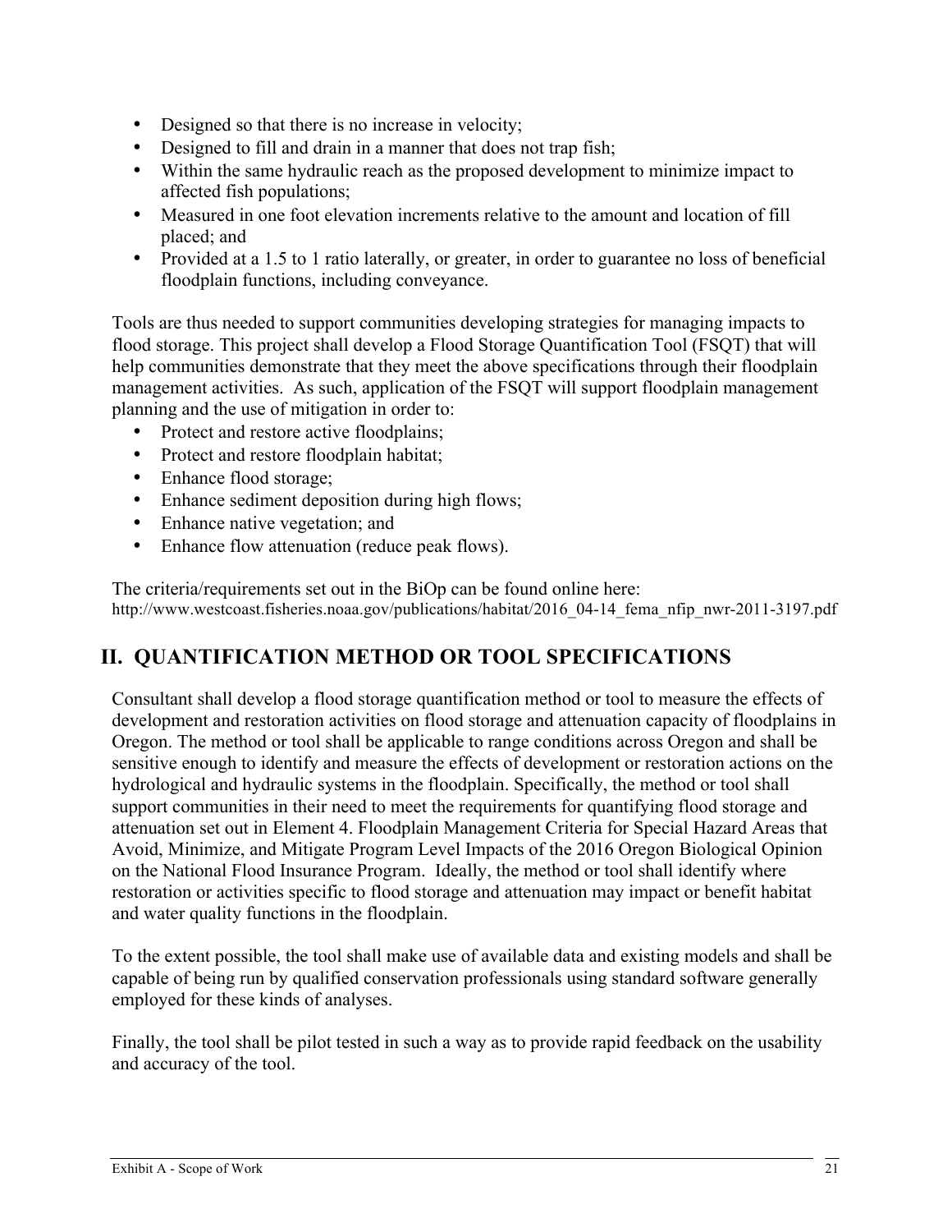- Designed so that there is no increase in velocity;
- Designed to fill and drain in a manner that does not trap fish;
- Within the same hydraulic reach as the proposed development to minimize impact to affected fish populations;
- Measured in one foot elevation increments relative to the amount and location of fill placed; and
- Provided at a 1.5 to 1 ratio laterally, or greater, in order to guarantee no loss of beneficial floodplain functions, including conveyance.

Tools are thus needed to support communities developing strategies for managing impacts to flood storage. This project shall develop a Flood Storage Quantification Tool (FSQT) that will help communities demonstrate that they meet the above specifications through their floodplain management activities. As such, application of the FSQT will support floodplain management planning and the use of mitigation in order to:

- Protect and restore active floodplains;
- Protect and restore floodplain habitat;
- Enhance flood storage;
- Enhance sediment deposition during high flows;
- Enhance native vegetation; and
- Enhance flow attenuation (reduce peak flows).

The criteria/requirements set out in the BiOp can be found online here:
http://www.westcoast.fisheries.noaa.gov/publications/habitat/2016_04-14_fema_nfip_nwr-2011-3197.pdf

## II. QUANTIFICATION METHOD OR TOOL SPECIFICATIONS

Consultant shall develop a flood storage quantification method or tool to measure the effects of development and restoration activities on flood storage and attenuation capacity of floodplains in Oregon. The method or tool shall be applicable to range conditions across Oregon and shall be sensitive enough to identify and measure the effects of development or restoration actions on the hydrological and hydraulic systems in the floodplain. Specifically, the method or tool shall support communities in their need to meet the requirements for quantifying flood storage and attenuation set out in Element 4. Floodplain Management Criteria for Special Hazard Areas that Avoid, Minimize, and Mitigate Program Level Impacts of the 2016 Oregon Biological Opinion on the National Flood Insurance Program. Ideally, the method or tool shall identify where restoration or activities specific to flood storage and attenuation may impact or benefit habitat and water quality functions in the floodplain.

To the extent possible, the tool shall make use of available data and existing models and shall be capable of being run by qualified conservation professionals using standard software generally employed for these kinds of analyses.

Finally, the tool shall be pilot tested in such a way as to provide rapid feedback on the usability and accuracy of the tool.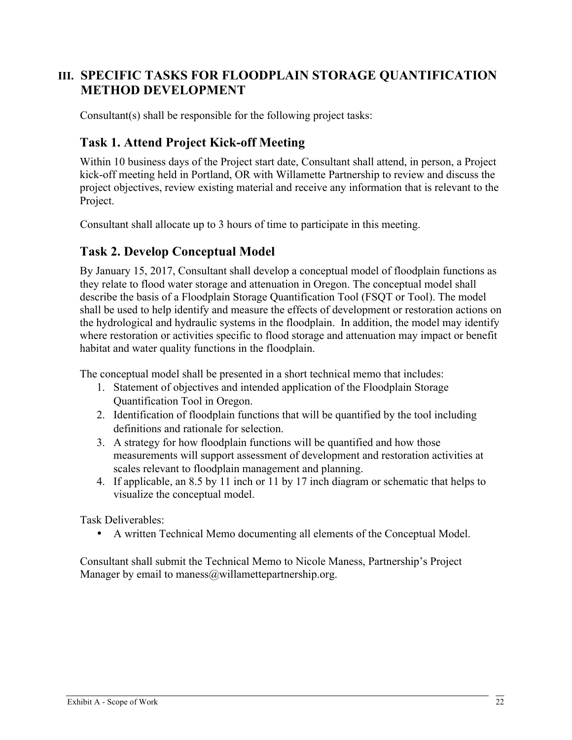## III. SPECIFIC TASKS FOR FLOODPLAIN STORAGE QUANTIFICATION METHOD DEVELOPMENT

Consultant(s) shall be responsible for the following project tasks:

### Task 1. Attend Project Kick-off Meeting

Within 10 business days of the Project start date, Consultant shall attend, in person, a Project kick-off meeting held in Portland, OR with Willamette Partnership to review and discuss the project objectives, review existing material and receive any information that is relevant to the Project.

Consultant shall allocate up to 3 hours of time to participate in this meeting.

### Task 2. Develop Conceptual Model

By January 15, 2017, Consultant shall develop a conceptual model of floodplain functions as they relate to flood water storage and attenuation in Oregon. The conceptual model shall describe the basis of a Floodplain Storage Quantification Tool (FSQT or Tool). The model shall be used to help identify and measure the effects of development or restoration actions on the hydrological and hydraulic systems in the floodplain. In addition, the model may identify where restoration or activities specific to flood storage and attenuation may impact or benefit habitat and water quality functions in the floodplain.

The conceptual model shall be presented in a short technical memo that includes:

1. Statement of objectives and intended application of the Floodplain Storage Quantification Tool in Oregon.
2. Identification of floodplain functions that will be quantified by the tool including definitions and rationale for selection.
3. A strategy for how floodplain functions will be quantified and how those measurements will support assessment of development and restoration activities at scales relevant to floodplain management and planning.
4. If applicable, an 8.5 by 11 inch or 11 by 17 inch diagram or schematic that helps to visualize the conceptual model.

Task Deliverables:

- A written Technical Memo documenting all elements of the Conceptual Model.

Consultant shall submit the Technical Memo to Nicole Maness, Partnership's Project Manager by email to maness@willamettepartnership.org.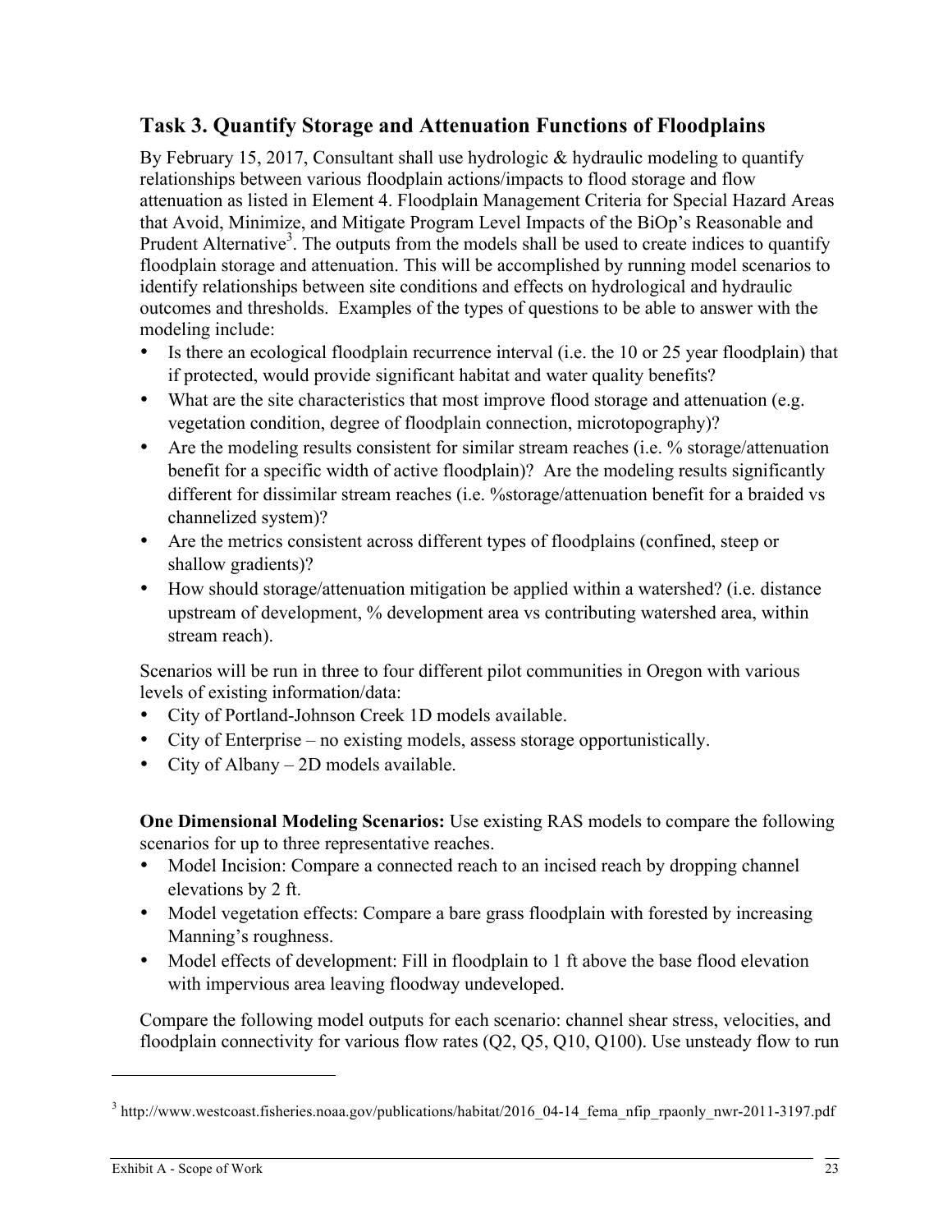## Task 3. Quantify Storage and Attenuation Functions of Floodplains

By February 15, 2017, Consultant shall use hydrologic & hydraulic modeling to quantify relationships between various floodplain actions/impacts to flood storage and flow attenuation as listed in Element 4. Floodplain Management Criteria for Special Hazard Areas that Avoid, Minimize, and Mitigate Program Level Impacts of the BiOp's Reasonable and Prudent Alternative[3]. The outputs from the models shall be used to create indices to quantify floodplain storage and attenuation. This will be accomplished by running model scenarios to identify relationships between site conditions and effects on hydrological and hydraulic outcomes and thresholds. Examples of the types of questions to be able to answer with the modeling include:

- Is there an ecological floodplain recurrence interval (i.e. the 10 or 25 year floodplain) that if protected, would provide significant habitat and water quality benefits?
- What are the site characteristics that most improve flood storage and attenuation (e.g. vegetation condition, degree of floodplain connection, microtopography)?
- Are the modeling results consistent for similar stream reaches (i.e. % storage/attenuation benefit for a specific width of active floodplain)? Are the modeling results significantly different for dissimilar stream reaches (i.e. %storage/attenuation benefit for a braided vs channelized system)?
- Are the metrics consistent across different types of floodplains (confined, steep or shallow gradients)?
- How should storage/attenuation mitigation be applied within a watershed? (i.e. distance upstream of development, % development area vs contributing watershed area, within stream reach).

Scenarios will be run in three to four different pilot communities in Oregon with various levels of existing information/data:

- City of Portland-Johnson Creek 1D models available.
- City of Enterprise – no existing models, assess storage opportunistically.
- City of Albany – 2D models available.

**One Dimensional Modeling Scenarios:** Use existing RAS models to compare the following scenarios for up to three representative reaches.

- Model Incision: Compare a connected reach to an incised reach by dropping channel elevations by 2 ft.
- Model vegetation effects: Compare a bare grass floodplain with forested by increasing Manning's roughness.
- Model effects of development: Fill in floodplain to 1 ft above the base flood elevation with impervious area leaving floodway undeveloped.

Compare the following model outputs for each scenario: channel shear stress, velocities, and floodplain connectivity for various flow rates (Q2, Q5, Q10, Q100). Use unsteady flow to run

---

[3] http://www.westcoast.fisheries.noaa.gov/publications/habitat/2016_04-14_fema_nfip_rpaonly_nwr-2011-3197.pdf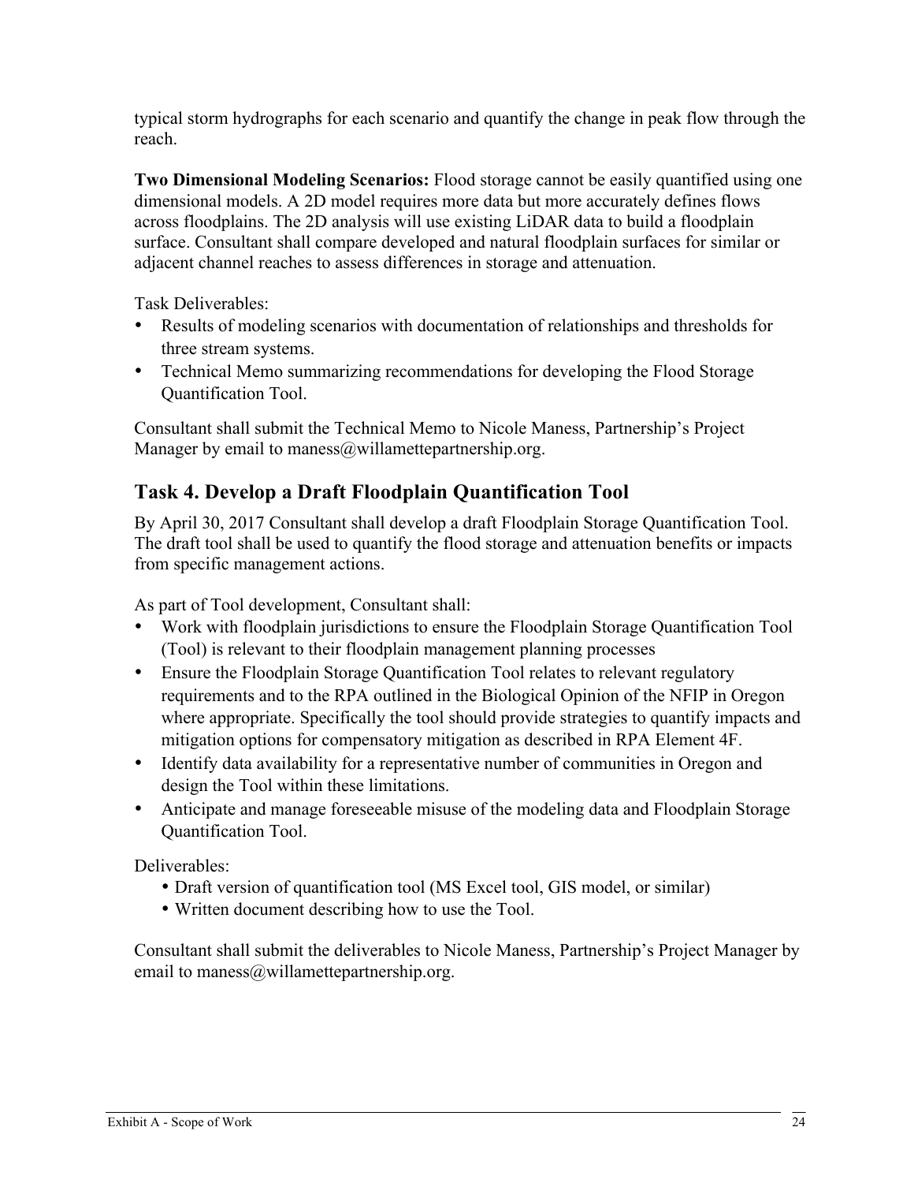typical storm hydrographs for each scenario and quantify the change in peak flow through the reach.

**Two Dimensional Modeling Scenarios:** Flood storage cannot be easily quantified using one dimensional models. A 2D model requires more data but more accurately defines flows across floodplains. The 2D analysis will use existing LiDAR data to build a floodplain surface. Consultant shall compare developed and natural floodplain surfaces for similar or adjacent channel reaches to assess differences in storage and attenuation.

Task Deliverables:

- Results of modeling scenarios with documentation of relationships and thresholds for three stream systems.
- Technical Memo summarizing recommendations for developing the Flood Storage Quantification Tool.

Consultant shall submit the Technical Memo to Nicole Maness, Partnership's Project Manager by email to maness@willamettepartnership.org.

## Task 4. Develop a Draft Floodplain Quantification Tool

By April 30, 2017 Consultant shall develop a draft Floodplain Storage Quantification Tool. The draft tool shall be used to quantify the flood storage and attenuation benefits or impacts from specific management actions.

As part of Tool development, Consultant shall:

- Work with floodplain jurisdictions to ensure the Floodplain Storage Quantification Tool (Tool) is relevant to their floodplain management planning processes
- Ensure the Floodplain Storage Quantification Tool relates to relevant regulatory requirements and to the RPA outlined in the Biological Opinion of the NFIP in Oregon where appropriate. Specifically the tool should provide strategies to quantify impacts and mitigation options for compensatory mitigation as described in RPA Element 4F.
- Identify data availability for a representative number of communities in Oregon and design the Tool within these limitations.
- Anticipate and manage foreseeable misuse of the modeling data and Floodplain Storage Quantification Tool.

Deliverables:

- Draft version of quantification tool (MS Excel tool, GIS model, or similar)
- Written document describing how to use the Tool.

Consultant shall submit the deliverables to Nicole Maness, Partnership's Project Manager by email to maness@willamettepartnership.org.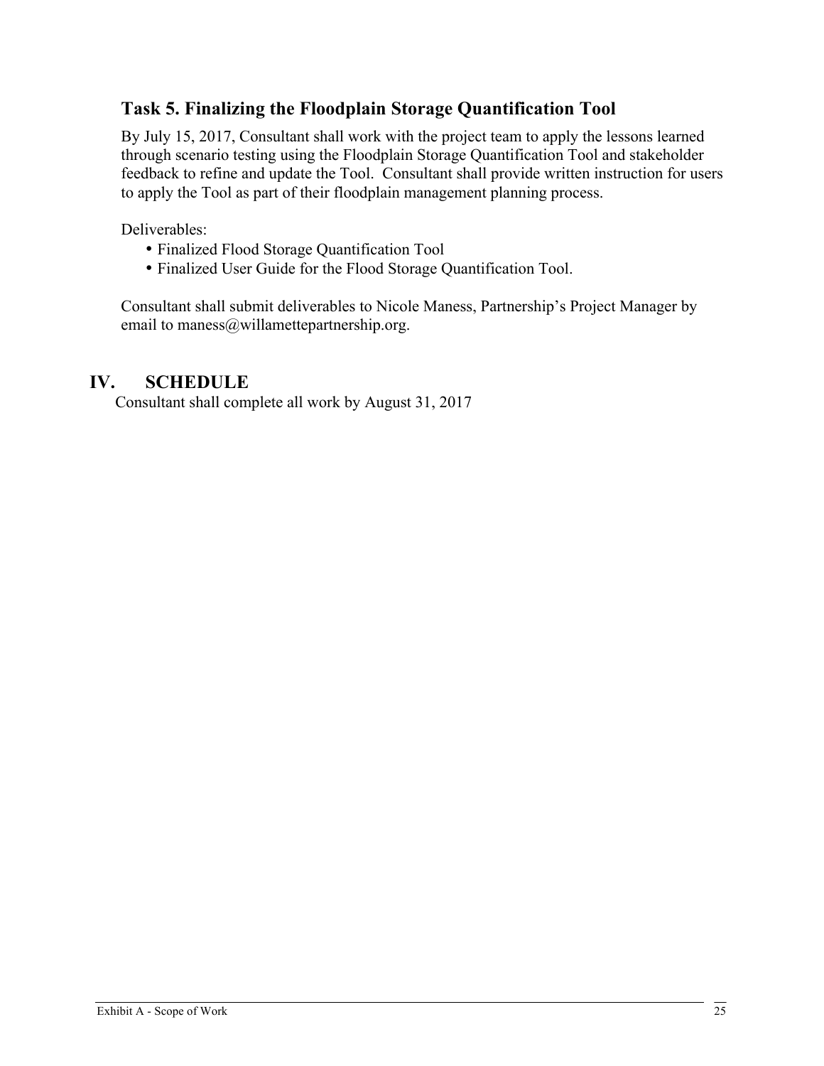### Task 5. Finalizing the Floodplain Storage Quantification Tool

By July 15, 2017, Consultant shall work with the project team to apply the lessons learned through scenario testing using the Floodplain Storage Quantification Tool and stakeholder feedback to refine and update the Tool. Consultant shall provide written instruction for users to apply the Tool as part of their floodplain management planning process.

Deliverables:

- Finalized Flood Storage Quantification Tool
- Finalized User Guide for the Flood Storage Quantification Tool.

Consultant shall submit deliverables to Nicole Maness, Partnership's Project Manager by email to maness@willamettepartnership.org.

## IV. SCHEDULE

Consultant shall complete all work by August 31, 2017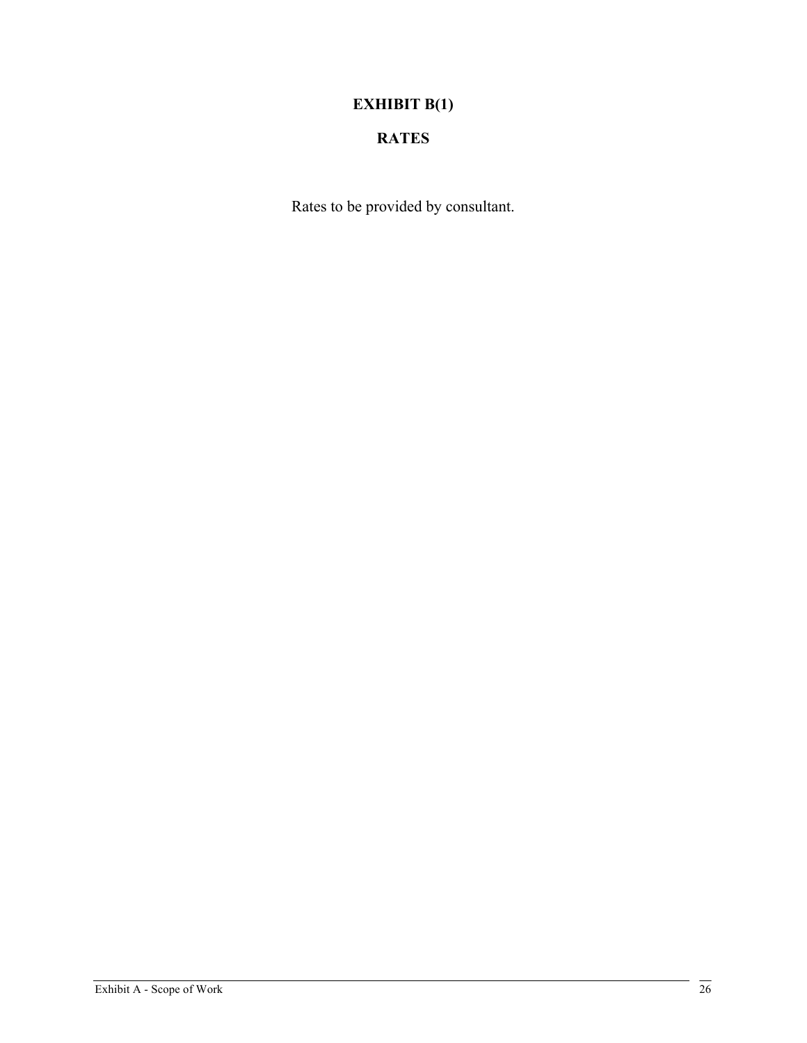# EXHIBIT B(1)

# RATES

Rates to be provided by consultant.